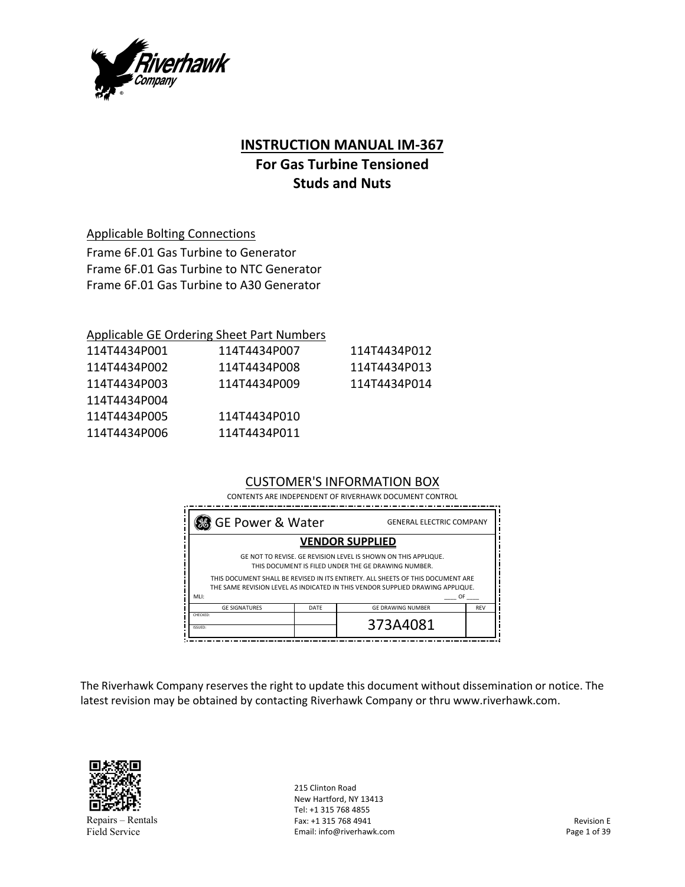# INSTRUCTION MANUAL IM-367

## For Gas Turbine Tensioned Studs and Nuts

Applicable Bolting Connections

Frame 6F.01 Gas Turbine to Generator
Frame 6F.01 Gas Turbine to NTC Generator
Frame 6F.01 Gas Turbine to A30 Generator

Applicable GE Ordering Sheet Part Numbers

| | | |
|---|---|---|
| 114T4434P001 | 114T4434P007 | 114T4434P012 |
| 114T4434P002 | 114T4434P008 | 114T4434P013 |
| 114T4434P003 | 114T4434P009 | 114T4434P014 |
| 114T4434P004 | | |
| 114T4434P005 | 114T4434P010 | |
| 114T4434P006 | 114T4434P011 | |

CUSTOMER'S INFORMATION BOX

CONTENTS ARE INDEPENDENT OF RIVERHAWK DOCUMENT CONTROL

GE Power & Water — GENERAL ELECTRIC COMPANY

**VENDOR SUPPLIED**

GE NOT TO REVISE. GE REVISION LEVEL IS SHOWN ON THIS APPLIQUE.
THIS DOCUMENT IS FILED UNDER THE GE DRAWING NUMBER.

THIS DOCUMENT SHALL BE REVISED IN ITS ENTIRETY. ALL SHEETS OF THIS DOCUMENT ARE THE SAME REVISION LEVEL AS INDICATED IN THIS VENDOR SUPPLIED DRAWING APPLIQUE.

MLI: ____ OF ____

| GE SIGNATURES | DATE | GE DRAWING NUMBER | REV |
|---|---|---|---|
| CHECKED: | | 373A4081 | |
| ISSUED: | | | |

The Riverhawk Company reserves the right to update this document without dissemination or notice. The latest revision may be obtained by contacting Riverhawk Company or thru www.riverhawk.com.

Repairs – Rentals
Field Service

215 Clinton Road
New Hartford, NY 13413
Tel: +1 315 768 4855
Fax: +1 315 768 4941
Email: info@riverhawk.com

Revision E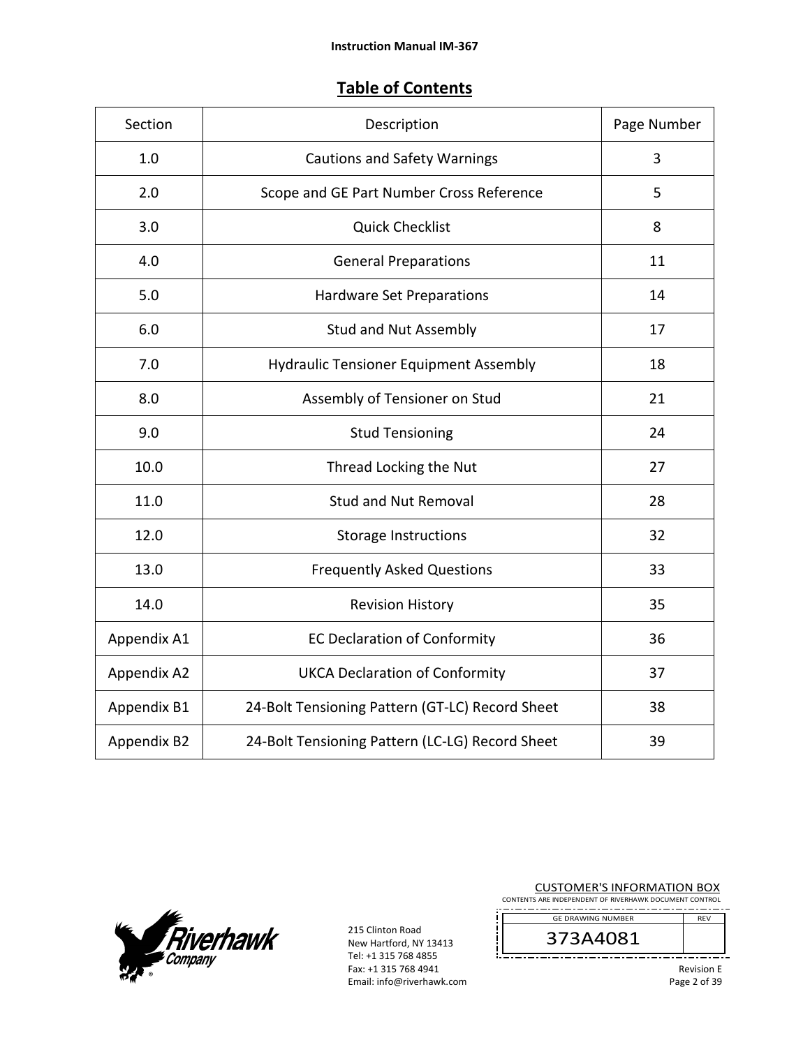# Table of Contents

| Section | Description | Page Number |
|---|---|---|
| 1.0 | Cautions and Safety Warnings | 3 |
| 2.0 | Scope and GE Part Number Cross Reference | 5 |
| 3.0 | Quick Checklist | 8 |
| 4.0 | General Preparations | 11 |
| 5.0 | Hardware Set Preparations | 14 |
| 6.0 | Stud and Nut Assembly | 17 |
| 7.0 | Hydraulic Tensioner Equipment Assembly | 18 |
| 8.0 | Assembly of Tensioner on Stud | 21 |
| 9.0 | Stud Tensioning | 24 |
| 10.0 | Thread Locking the Nut | 27 |
| 11.0 | Stud and Nut Removal | 28 |
| 12.0 | Storage Instructions | 32 |
| 13.0 | Frequently Asked Questions | 33 |
| 14.0 | Revision History | 35 |
| Appendix A1 | EC Declaration of Conformity | 36 |
| Appendix A2 | UKCA Declaration of Conformity | 37 |
| Appendix B1 | 24-Bolt Tensioning Pattern (GT-LC) Record Sheet | 38 |
| Appendix B2 | 24-Bolt Tensioning Pattern (LC-LG) Record Sheet | 39 |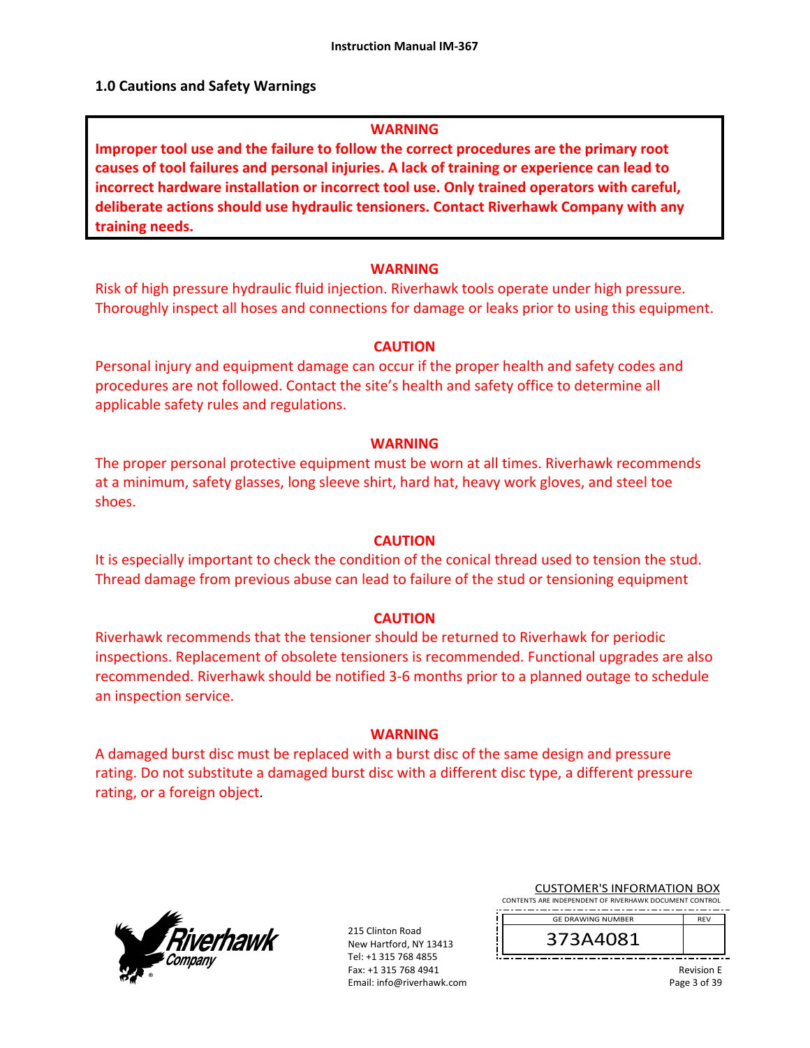## 1.0 Cautions and Safety Warnings

**WARNING**

**Improper tool use and the failure to follow the correct procedures are the primary root causes of tool failures and personal injuries. A lack of training or experience can lead to incorrect hardware installation or incorrect tool use. Only trained operators with careful, deliberate actions should use hydraulic tensioners. Contact Riverhawk Company with any training needs.**

**WARNING**

Risk of high pressure hydraulic fluid injection. Riverhawk tools operate under high pressure. Thoroughly inspect all hoses and connections for damage or leaks prior to using this equipment.

**CAUTION**

Personal injury and equipment damage can occur if the proper health and safety codes and procedures are not followed. Contact the site's health and safety office to determine all applicable safety rules and regulations.

**WARNING**

The proper personal protective equipment must be worn at all times. Riverhawk recommends at a minimum, safety glasses, long sleeve shirt, hard hat, heavy work gloves, and steel toe shoes.

**CAUTION**

It is especially important to check the condition of the conical thread used to tension the stud. Thread damage from previous abuse can lead to failure of the stud or tensioning equipment

**CAUTION**

Riverhawk recommends that the tensioner should be returned to Riverhawk for periodic inspections. Replacement of obsolete tensioners is recommended. Functional upgrades are also recommended. Riverhawk should be notified 3-6 months prior to a planned outage to schedule an inspection service.

**WARNING**

A damaged burst disc must be replaced with a burst disc of the same design and pressure rating. Do not substitute a damaged burst disc with a different disc type, a different pressure rating, or a foreign object.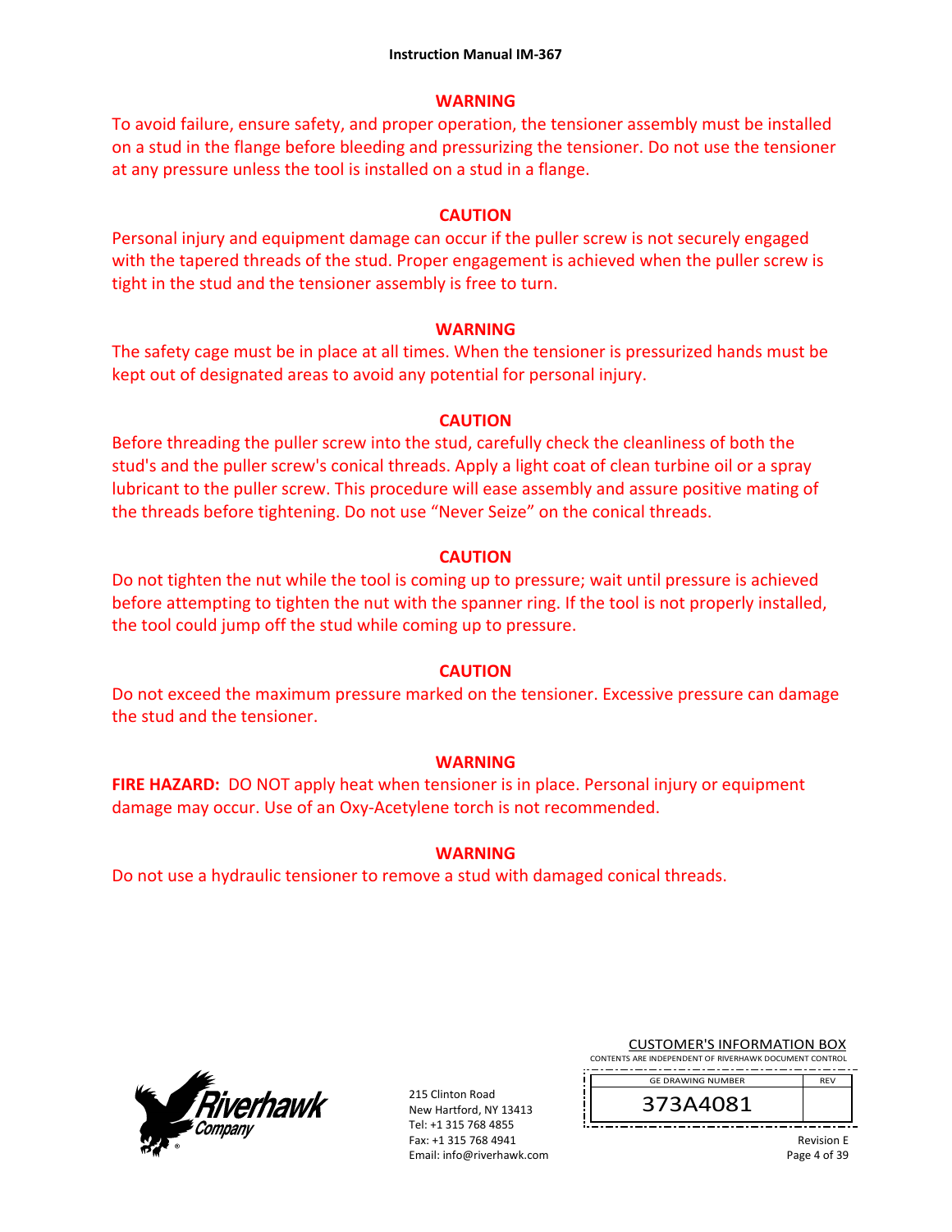**WARNING**

To avoid failure, ensure safety, and proper operation, the tensioner assembly must be installed on a stud in the flange before bleeding and pressurizing the tensioner. Do not use the tensioner at any pressure unless the tool is installed on a stud in a flange.

**CAUTION**

Personal injury and equipment damage can occur if the puller screw is not securely engaged with the tapered threads of the stud. Proper engagement is achieved when the puller screw is tight in the stud and the tensioner assembly is free to turn.

**WARNING**

The safety cage must be in place at all times. When the tensioner is pressurized hands must be kept out of designated areas to avoid any potential for personal injury.

**CAUTION**

Before threading the puller screw into the stud, carefully check the cleanliness of both the stud's and the puller screw's conical threads. Apply a light coat of clean turbine oil or a spray lubricant to the puller screw. This procedure will ease assembly and assure positive mating of the threads before tightening. Do not use "Never Seize" on the conical threads.

**CAUTION**

Do not tighten the nut while the tool is coming up to pressure; wait until pressure is achieved before attempting to tighten the nut with the spanner ring. If the tool is not properly installed, the tool could jump off the stud while coming up to pressure.

**CAUTION**

Do not exceed the maximum pressure marked on the tensioner. Excessive pressure can damage the stud and the tensioner.

**WARNING**

**FIRE HAZARD:** DO NOT apply heat when tensioner is in place. Personal injury or equipment damage may occur. Use of an Oxy-Acetylene torch is not recommended.

**WARNING**

Do not use a hydraulic tensioner to remove a stud with damaged conical threads.

215 Clinton Road
New Hartford, NY 13413
Tel: +1 315 768 4855
Fax: +1 315 768 4941
Email: info@riverhawk.com

CUSTOMER'S INFORMATION BOX
CONTENTS ARE INDEPENDENT OF RIVERHAWK DOCUMENT CONTROL

| GE DRAWING NUMBER | REV |
| --- | --- |
| 373A4081 | |

Revision E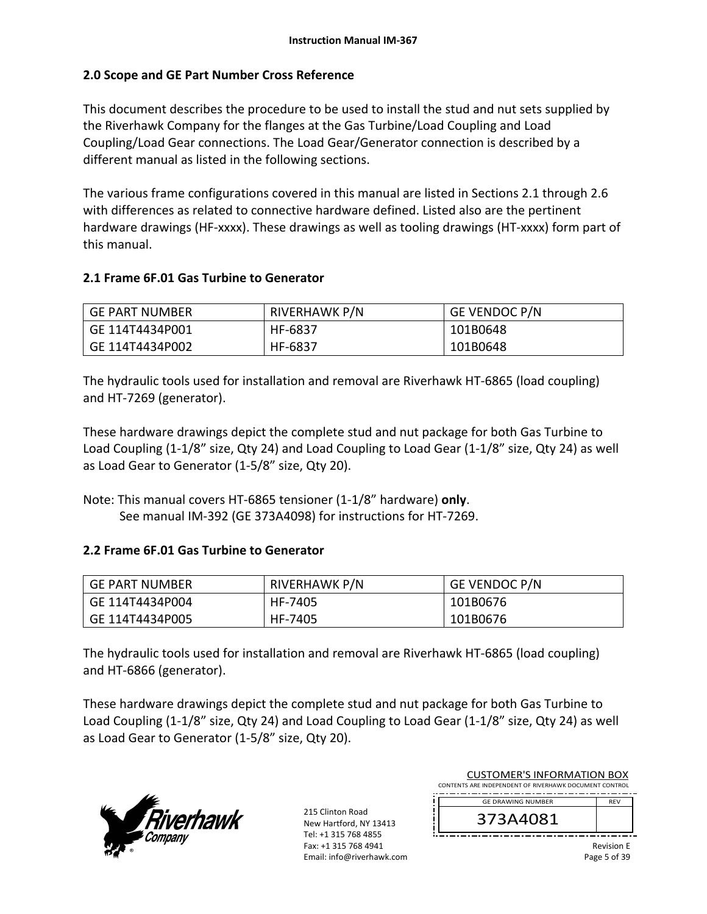## 2.0 Scope and GE Part Number Cross Reference

This document describes the procedure to be used to install the stud and nut sets supplied by the Riverhawk Company for the flanges at the Gas Turbine/Load Coupling and Load Coupling/Load Gear connections. The Load Gear/Generator connection is described by a different manual as listed in the following sections.

The various frame configurations covered in this manual are listed in Sections 2.1 through 2.6 with differences as related to connective hardware defined. Listed also are the pertinent hardware drawings (HF-xxxx). These drawings as well as tooling drawings (HT-xxxx) form part of this manual.

### 2.1 Frame 6F.01 Gas Turbine to Generator

| GE PART NUMBER | RIVERHAWK P/N | GE VENDOC P/N |
|---|---|---|
| GE 114T4434P001 | HF-6837 | 101B0648 |
| GE 114T4434P002 | HF-6837 | 101B0648 |

The hydraulic tools used for installation and removal are Riverhawk HT-6865 (load coupling) and HT-7269 (generator).

These hardware drawings depict the complete stud and nut package for both Gas Turbine to Load Coupling (1-1/8" size, Qty 24) and Load Coupling to Load Gear (1-1/8" size, Qty 24) as well as Load Gear to Generator (1-5/8" size, Qty 20).

Note: This manual covers HT-6865 tensioner (1-1/8" hardware) **only**.
See manual IM-392 (GE 373A4098) for instructions for HT-7269.

### 2.2 Frame 6F.01 Gas Turbine to Generator

| GE PART NUMBER | RIVERHAWK P/N | GE VENDOC P/N |
|---|---|---|
| GE 114T4434P004 | HF-7405 | 101B0676 |
| GE 114T4434P005 | HF-7405 | 101B0676 |

The hydraulic tools used for installation and removal are Riverhawk HT-6865 (load coupling) and HT-6866 (generator).

These hardware drawings depict the complete stud and nut package for both Gas Turbine to Load Coupling (1-1/8" size, Qty 24) and Load Coupling to Load Gear (1-1/8" size, Qty 24) as well as Load Gear to Generator (1-5/8" size, Qty 20).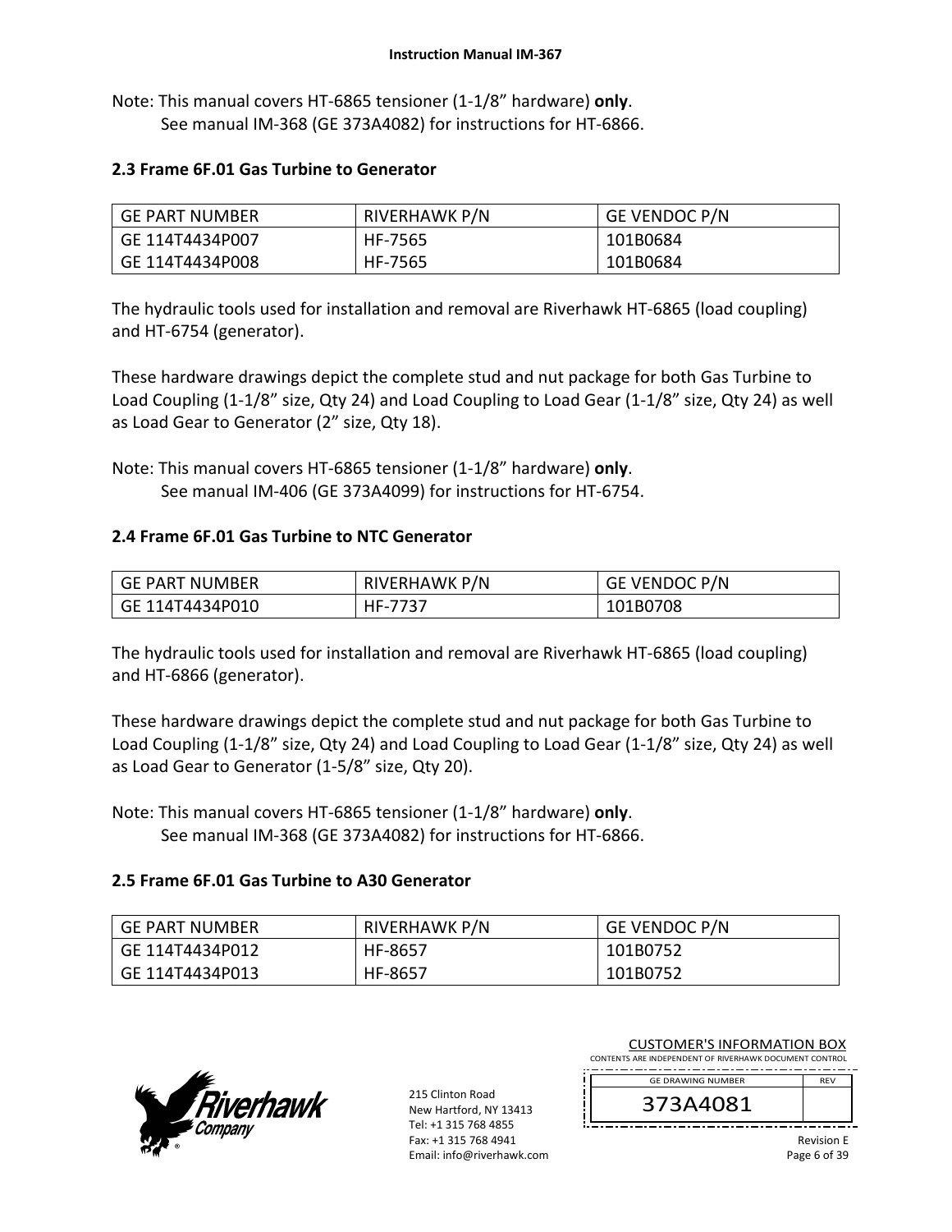Note: This manual covers HT-6865 tensioner (1-1/8" hardware) **only**.
See manual IM-368 (GE 373A4082) for instructions for HT-6866.

### 2.3 Frame 6F.01 Gas Turbine to Generator

| GE PART NUMBER | RIVERHAWK P/N | GE VENDOC P/N |
|---|---|---|
| GE 114T4434P007 | HF-7565 | 101B0684 |
| GE 114T4434P008 | HF-7565 | 101B0684 |

The hydraulic tools used for installation and removal are Riverhawk HT-6865 (load coupling) and HT-6754 (generator).

These hardware drawings depict the complete stud and nut package for both Gas Turbine to Load Coupling (1-1/8" size, Qty 24) and Load Coupling to Load Gear (1-1/8" size, Qty 24) as well as Load Gear to Generator (2" size, Qty 18).

Note: This manual covers HT-6865 tensioner (1-1/8" hardware) **only**.
See manual IM-406 (GE 373A4099) for instructions for HT-6754.

### 2.4 Frame 6F.01 Gas Turbine to NTC Generator

| GE PART NUMBER | RIVERHAWK P/N | GE VENDOC P/N |
|---|---|---|
| GE 114T4434P010 | HF-7737 | 101B0708 |

The hydraulic tools used for installation and removal are Riverhawk HT-6865 (load coupling) and HT-6866 (generator).

These hardware drawings depict the complete stud and nut package for both Gas Turbine to Load Coupling (1-1/8" size, Qty 24) and Load Coupling to Load Gear (1-1/8" size, Qty 24) as well as Load Gear to Generator (1-5/8" size, Qty 20).

Note: This manual covers HT-6865 tensioner (1-1/8" hardware) **only**.
See manual IM-368 (GE 373A4082) for instructions for HT-6866.

### 2.5 Frame 6F.01 Gas Turbine to A30 Generator

| GE PART NUMBER | RIVERHAWK P/N | GE VENDOC P/N |
|---|---|---|
| GE 114T4434P012 | HF-8657 | 101B0752 |
| GE 114T4434P013 | HF-8657 | 101B0752 |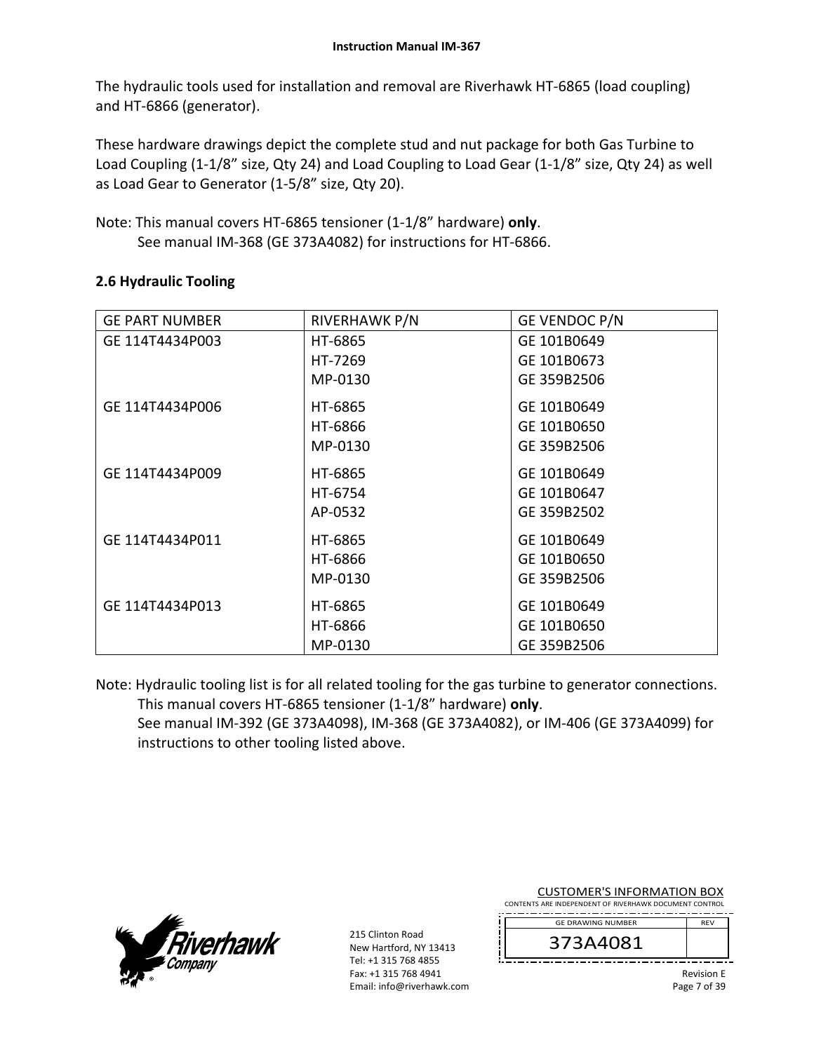The hydraulic tools used for installation and removal are Riverhawk HT-6865 (load coupling) and HT-6866 (generator).

These hardware drawings depict the complete stud and nut package for both Gas Turbine to Load Coupling (1-1/8" size, Qty 24) and Load Coupling to Load Gear (1-1/8" size, Qty 24) as well as Load Gear to Generator (1-5/8" size, Qty 20).

Note: This manual covers HT-6865 tensioner (1-1/8" hardware) **only**.
See manual IM-368 (GE 373A4082) for instructions for HT-6866.

### 2.6 Hydraulic Tooling

| GE PART NUMBER | RIVERHAWK P/N | GE VENDOC P/N |
|---|---|---|
| GE 114T4434P003 | HT-6865<br>HT-7269<br>MP-0130 | GE 101B0649<br>GE 101B0673<br>GE 359B2506 |
| GE 114T4434P006 | HT-6865<br>HT-6866<br>MP-0130 | GE 101B0649<br>GE 101B0650<br>GE 359B2506 |
| GE 114T4434P009 | HT-6865<br>HT-6754<br>AP-0532 | GE 101B0649<br>GE 101B0647<br>GE 359B2502 |
| GE 114T4434P011 | HT-6865<br>HT-6866<br>MP-0130 | GE 101B0649<br>GE 101B0650<br>GE 359B2506 |
| GE 114T4434P013 | HT-6865<br>HT-6866<br>MP-0130 | GE 101B0649<br>GE 101B0650<br>GE 359B2506 |

Note: Hydraulic tooling list is for all related tooling for the gas turbine to generator connections.
This manual covers HT-6865 tensioner (1-1/8" hardware) **only**.
See manual IM-392 (GE 373A4098), IM-368 (GE 373A4082), or IM-406 (GE 373A4099) for instructions to other tooling listed above.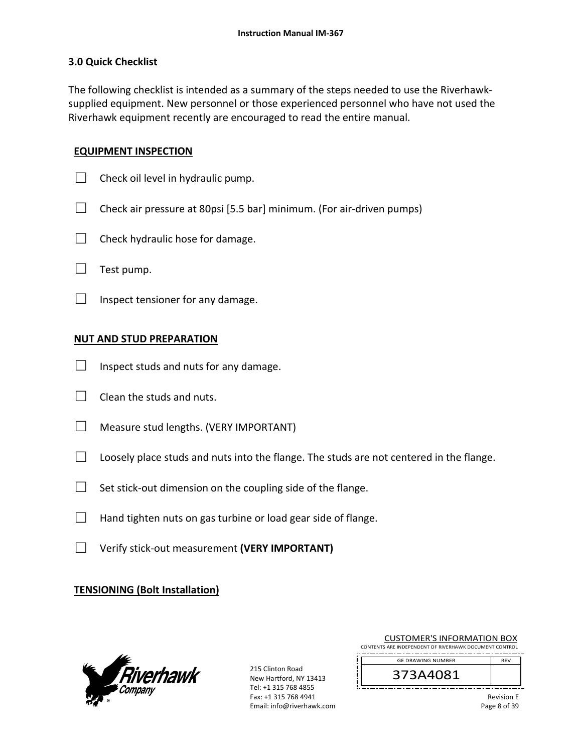## 3.0 Quick Checklist

The following checklist is intended as a summary of the steps needed to use the Riverhawk-supplied equipment. New personnel or those experienced personnel who have not used the Riverhawk equipment recently are encouraged to read the entire manual.

**EQUIPMENT INSPECTION**

- ☐ Check oil level in hydraulic pump.
- ☐ Check air pressure at 80psi [5.5 bar] minimum. (For air-driven pumps)
- ☐ Check hydraulic hose for damage.
- ☐ Test pump.
- ☐ Inspect tensioner for any damage.

**NUT AND STUD PREPARATION**

- ☐ Inspect studs and nuts for any damage.
- ☐ Clean the studs and nuts.
- ☐ Measure stud lengths. (VERY IMPORTANT)
- ☐ Loosely place studs and nuts into the flange. The studs are not centered in the flange.
- ☐ Set stick-out dimension on the coupling side of the flange.
- ☐ Hand tighten nuts on gas turbine or load gear side of flange.
- ☐ Verify stick-out measurement **(VERY IMPORTANT)**

**TENSIONING (Bolt Installation)**

CUSTOMER'S INFORMATION BOX
CONTENTS ARE INDEPENDENT OF RIVERHAWK DOCUMENT CONTROL

| GE DRAWING NUMBER | REV |
|---|---|
| 373A4081 | |

215 Clinton Road
New Hartford, NY 13413
Tel: +1 315 768 4855
Fax: +1 315 768 4941
Email: info@riverhawk.com

Revision E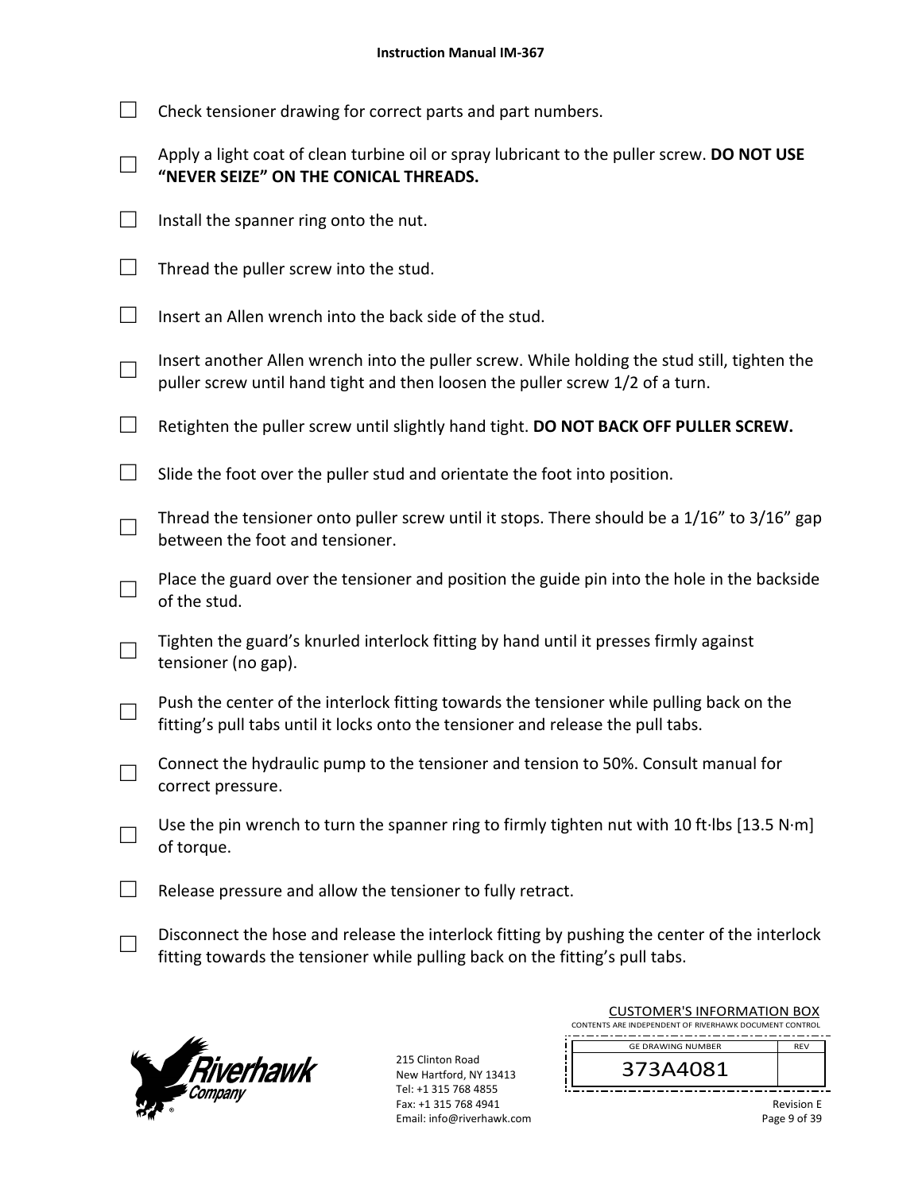- ☐ Check tensioner drawing for correct parts and part numbers.
- ☐ Apply a light coat of clean turbine oil or spray lubricant to the puller screw. **DO NOT USE "NEVER SEIZE" ON THE CONICAL THREADS.**
- ☐ Install the spanner ring onto the nut.
- ☐ Thread the puller screw into the stud.
- ☐ Insert an Allen wrench into the back side of the stud.
- ☐ Insert another Allen wrench into the puller screw. While holding the stud still, tighten the puller screw until hand tight and then loosen the puller screw 1/2 of a turn.
- ☐ Retighten the puller screw until slightly hand tight. **DO NOT BACK OFF PULLER SCREW.**
- ☐ Slide the foot over the puller stud and orientate the foot into position.
- ☐ Thread the tensioner onto puller screw until it stops. There should be a 1/16" to 3/16" gap between the foot and tensioner.
- ☐ Place the guard over the tensioner and position the guide pin into the hole in the backside of the stud.
- ☐ Tighten the guard's knurled interlock fitting by hand until it presses firmly against tensioner (no gap).
- ☐ Push the center of the interlock fitting towards the tensioner while pulling back on the fitting's pull tabs until it locks onto the tensioner and release the pull tabs.
- ☐ Connect the hydraulic pump to the tensioner and tension to 50%. Consult manual for correct pressure.
- ☐ Use the pin wrench to turn the spanner ring to firmly tighten nut with 10 ft·lbs [13.5 N·m] of torque.
- ☐ Release pressure and allow the tensioner to fully retract.
- ☐ Disconnect the hose and release the interlock fitting by pushing the center of the interlock fitting towards the tensioner while pulling back on the fitting's pull tabs.

215 Clinton Road
New Hartford, NY 13413
Tel: +1 315 768 4855
Fax: +1 315 768 4941
Email: info@riverhawk.com

CUSTOMER'S INFORMATION BOX
CONTENTS ARE INDEPENDENT OF RIVERHAWK DOCUMENT CONTROL

| GE DRAWING NUMBER | REV |
|---|---|
| 373A4081 | |

Revision E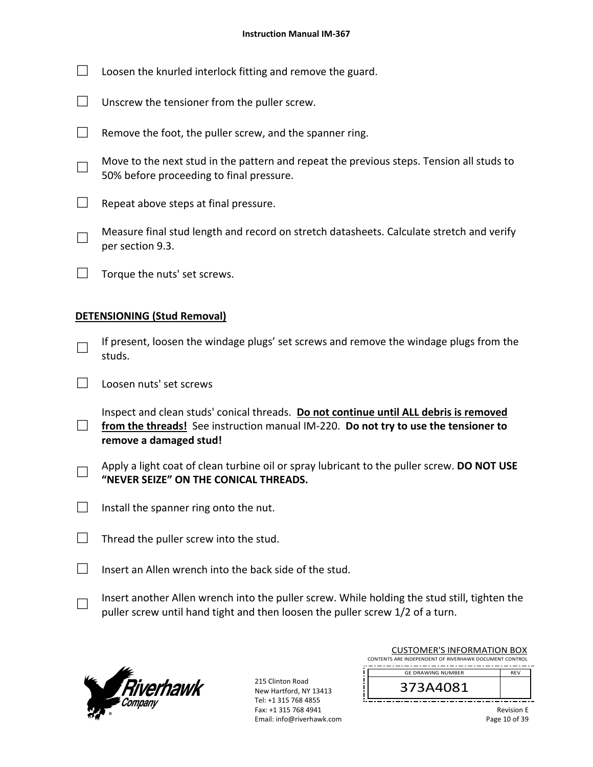- ☐ Loosen the knurled interlock fitting and remove the guard.
- ☐ Unscrew the tensioner from the puller screw.
- ☐ Remove the foot, the puller screw, and the spanner ring.
- ☐ Move to the next stud in the pattern and repeat the previous steps. Tension all studs to 50% before proceeding to final pressure.
- ☐ Repeat above steps at final pressure.
- ☐ Measure final stud length and record on stretch datasheets. Calculate stretch and verify per section 9.3.
- ☐ Torque the nuts' set screws.

**DETENSIONING (Stud Removal)**

- ☐ If present, loosen the windage plugs' set screws and remove the windage plugs from the studs.
- ☐ Loosen nuts' set screws
- ☐ Inspect and clean studs' conical threads. **Do not continue until ALL debris is removed from the threads!** See instruction manual IM-220. **Do not try to use the tensioner to remove a damaged stud!**
- ☐ Apply a light coat of clean turbine oil or spray lubricant to the puller screw. **DO NOT USE "NEVER SEIZE" ON THE CONICAL THREADS.**
- ☐ Install the spanner ring onto the nut.
- ☐ Thread the puller screw into the stud.
- ☐ Insert an Allen wrench into the back side of the stud.
- ☐ Insert another Allen wrench into the puller screw. While holding the stud still, tighten the puller screw until hand tight and then loosen the puller screw 1/2 of a turn.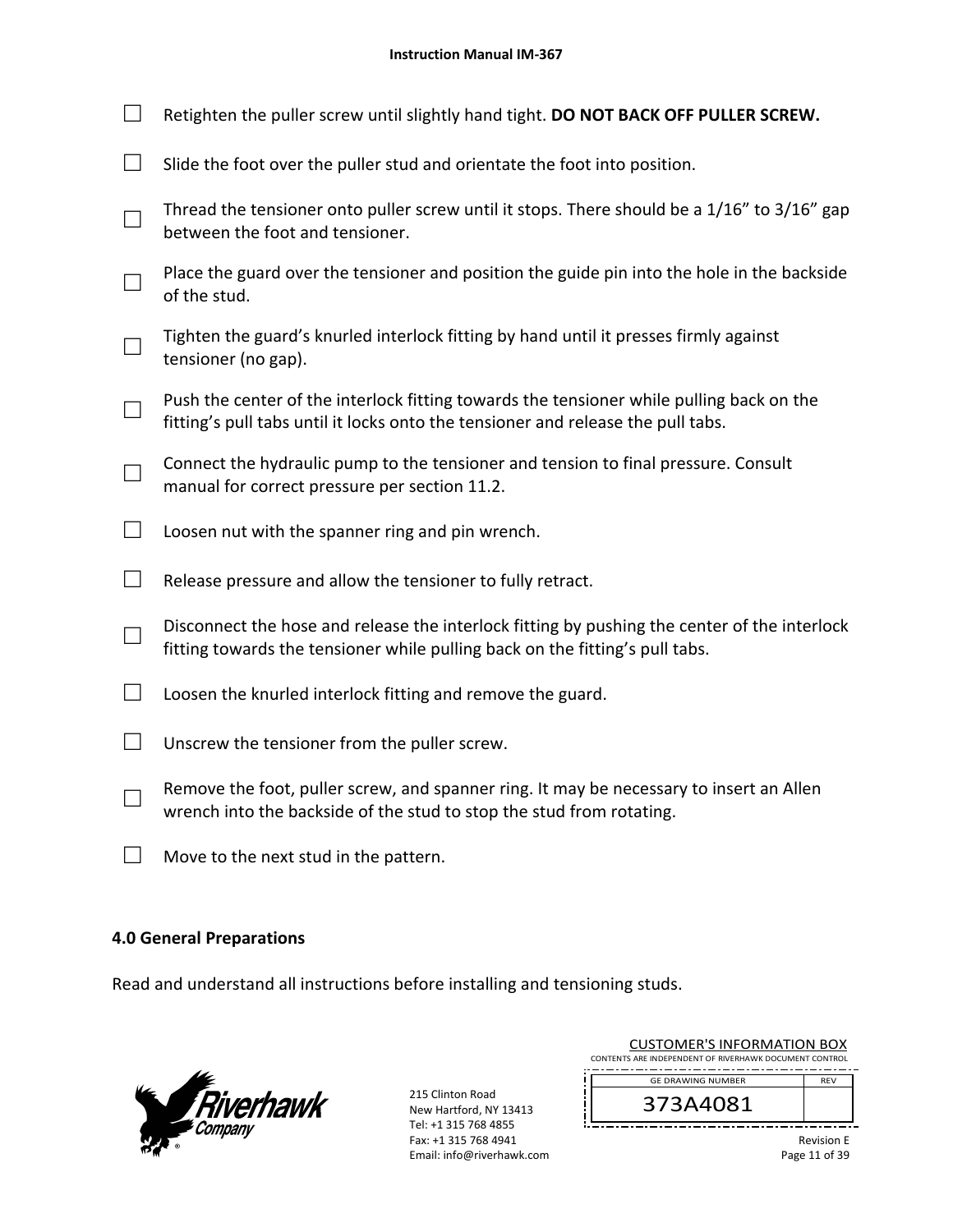- ☐ Retighten the puller screw until slightly hand tight. **DO NOT BACK OFF PULLER SCREW.**
- ☐ Slide the foot over the puller stud and orientate the foot into position.
- ☐ Thread the tensioner onto puller screw until it stops. There should be a 1/16" to 3/16" gap between the foot and tensioner.
- ☐ Place the guard over the tensioner and position the guide pin into the hole in the backside of the stud.
- ☐ Tighten the guard's knurled interlock fitting by hand until it presses firmly against tensioner (no gap).
- ☐ Push the center of the interlock fitting towards the tensioner while pulling back on the fitting's pull tabs until it locks onto the tensioner and release the pull tabs.
- ☐ Connect the hydraulic pump to the tensioner and tension to final pressure. Consult manual for correct pressure per section 11.2.
- ☐ Loosen nut with the spanner ring and pin wrench.
- ☐ Release pressure and allow the tensioner to fully retract.
- ☐ Disconnect the hose and release the interlock fitting by pushing the center of the interlock fitting towards the tensioner while pulling back on the fitting's pull tabs.
- ☐ Loosen the knurled interlock fitting and remove the guard.
- ☐ Unscrew the tensioner from the puller screw.
- ☐ Remove the foot, puller screw, and spanner ring. It may be necessary to insert an Allen wrench into the backside of the stud to stop the stud from rotating.
- ☐ Move to the next stud in the pattern.

## 4.0 General Preparations

Read and understand all instructions before installing and tensioning studs.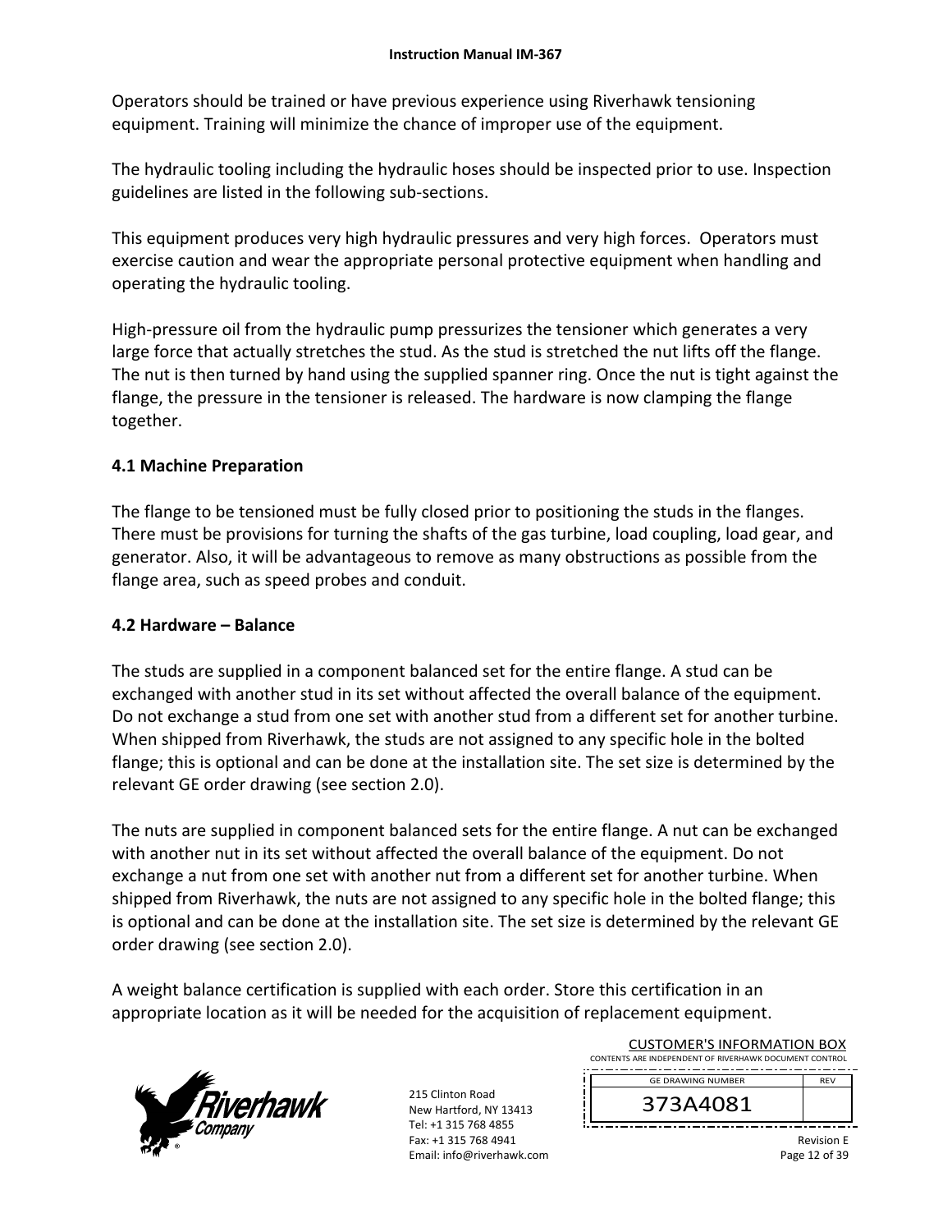Operators should be trained or have previous experience using Riverhawk tensioning equipment. Training will minimize the chance of improper use of the equipment.

The hydraulic tooling including the hydraulic hoses should be inspected prior to use. Inspection guidelines are listed in the following sub-sections.

This equipment produces very high hydraulic pressures and very high forces. Operators must exercise caution and wear the appropriate personal protective equipment when handling and operating the hydraulic tooling.

High-pressure oil from the hydraulic pump pressurizes the tensioner which generates a very large force that actually stretches the stud. As the stud is stretched the nut lifts off the flange. The nut is then turned by hand using the supplied spanner ring. Once the nut is tight against the flange, the pressure in the tensioner is released. The hardware is now clamping the flange together.

## 4.1 Machine Preparation

The flange to be tensioned must be fully closed prior to positioning the studs in the flanges. There must be provisions for turning the shafts of the gas turbine, load coupling, load gear, and generator. Also, it will be advantageous to remove as many obstructions as possible from the flange area, such as speed probes and conduit.

## 4.2 Hardware – Balance

The studs are supplied in a component balanced set for the entire flange. A stud can be exchanged with another stud in its set without affected the overall balance of the equipment. Do not exchange a stud from one set with another stud from a different set for another turbine. When shipped from Riverhawk, the studs are not assigned to any specific hole in the bolted flange; this is optional and can be done at the installation site. The set size is determined by the relevant GE order drawing (see section 2.0).

The nuts are supplied in component balanced sets for the entire flange. A nut can be exchanged with another nut in its set without affected the overall balance of the equipment. Do not exchange a nut from one set with another nut from a different set for another turbine. When shipped from Riverhawk, the nuts are not assigned to any specific hole in the bolted flange; this is optional and can be done at the installation site. The set size is determined by the relevant GE order drawing (see section 2.0).

A weight balance certification is supplied with each order. Store this certification in an appropriate location as it will be needed for the acquisition of replacement equipment.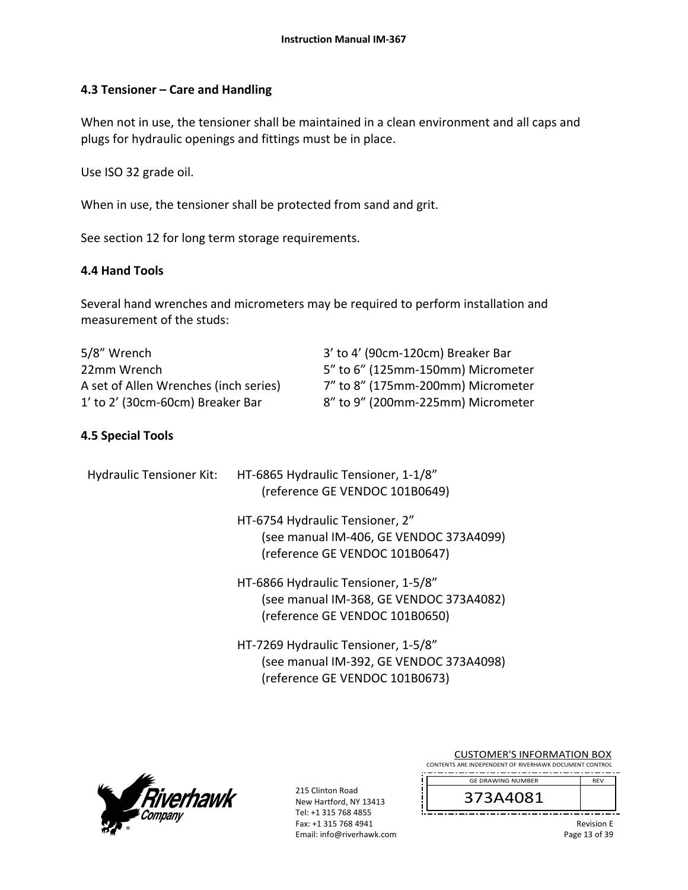## 4.3 Tensioner – Care and Handling

When not in use, the tensioner shall be maintained in a clean environment and all caps and plugs for hydraulic openings and fittings must be in place.

Use ISO 32 grade oil.

When in use, the tensioner shall be protected from sand and grit.

See section 12 for long term storage requirements.

## 4.4 Hand Tools

Several hand wrenches and micrometers may be required to perform installation and measurement of the studs:

| | |
|---|---|
| 5/8" Wrench | 3' to 4' (90cm-120cm) Breaker Bar |
| 22mm Wrench | 5" to 6" (125mm-150mm) Micrometer |
| A set of Allen Wrenches (inch series) | 7" to 8" (175mm-200mm) Micrometer |
| 1' to 2' (30cm-60cm) Breaker Bar | 8" to 9" (200mm-225mm) Micrometer |

## 4.5 Special Tools

Hydraulic Tensioner Kit:

HT-6865 Hydraulic Tensioner, 1-1/8"
(reference GE VENDOC 101B0649)

HT-6754 Hydraulic Tensioner, 2"
(see manual IM-406, GE VENDOC 373A4099)
(reference GE VENDOC 101B0647)

HT-6866 Hydraulic Tensioner, 1-5/8"
(see manual IM-368, GE VENDOC 373A4082)
(reference GE VENDOC 101B0650)

HT-7269 Hydraulic Tensioner, 1-5/8"
(see manual IM-392, GE VENDOC 373A4098)
(reference GE VENDOC 101B0673)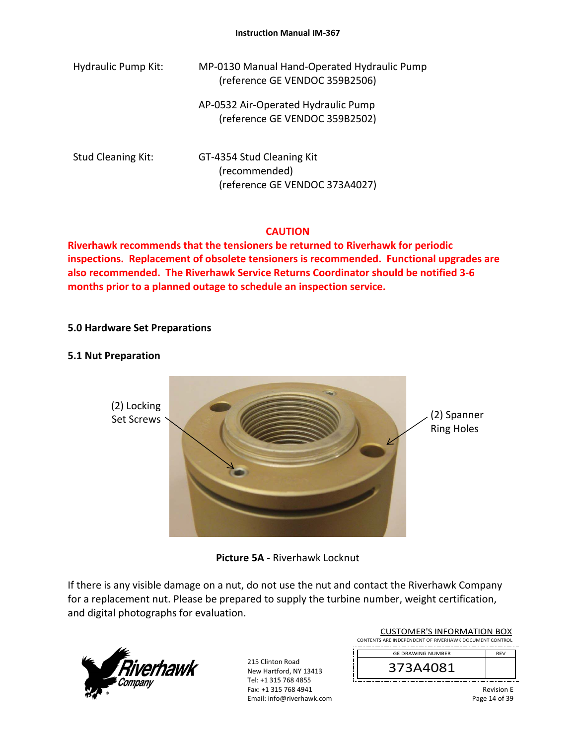Hydraulic Pump Kit: MP-0130 Manual Hand-Operated Hydraulic Pump (reference GE VENDOC 359B2506)

AP-0532 Air-Operated Hydraulic Pump (reference GE VENDOC 359B2502)

Stud Cleaning Kit: GT-4354 Stud Cleaning Kit (recommended) (reference GE VENDOC 373A4027)

**CAUTION**

**Riverhawk recommends that the tensioners be returned to Riverhawk for periodic inspections. Replacement of obsolete tensioners is recommended. Functional upgrades are also recommended. The Riverhawk Service Returns Coordinator should be notified 3-6 months prior to a planned outage to schedule an inspection service.**

## 5.0 Hardware Set Preparations

### 5.1 Nut Preparation

(2) Locking Set Screws

(2) Spanner Ring Holes

**Picture 5A** - Riverhawk Locknut

If there is any visible damage on a nut, do not use the nut and contact the Riverhawk Company for a replacement nut. Please be prepared to supply the turbine number, weight certification, and digital photographs for evaluation.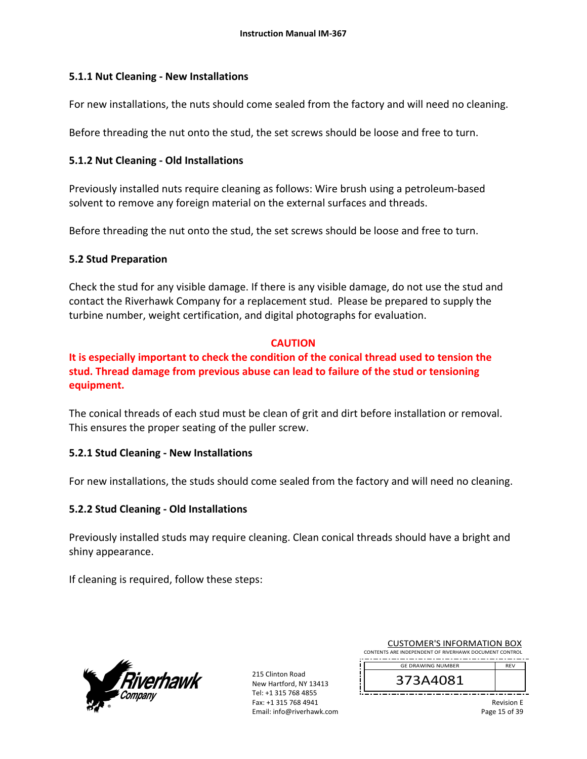### 5.1.1 Nut Cleaning - New Installations

For new installations, the nuts should come sealed from the factory and will need no cleaning.

Before threading the nut onto the stud, the set screws should be loose and free to turn.

### 5.1.2 Nut Cleaning - Old Installations

Previously installed nuts require cleaning as follows: Wire brush using a petroleum-based solvent to remove any foreign material on the external surfaces and threads.

Before threading the nut onto the stud, the set screws should be loose and free to turn.

## 5.2 Stud Preparation

Check the stud for any visible damage. If there is any visible damage, do not use the stud and contact the Riverhawk Company for a replacement stud. Please be prepared to supply the turbine number, weight certification, and digital photographs for evaluation.

**CAUTION**

**It is especially important to check the condition of the conical thread used to tension the stud. Thread damage from previous abuse can lead to failure of the stud or tensioning equipment.**

The conical threads of each stud must be clean of grit and dirt before installation or removal. This ensures the proper seating of the puller screw.

### 5.2.1 Stud Cleaning - New Installations

For new installations, the studs should come sealed from the factory and will need no cleaning.

### 5.2.2 Stud Cleaning - Old Installations

Previously installed studs may require cleaning. Clean conical threads should have a bright and shiny appearance.

If cleaning is required, follow these steps: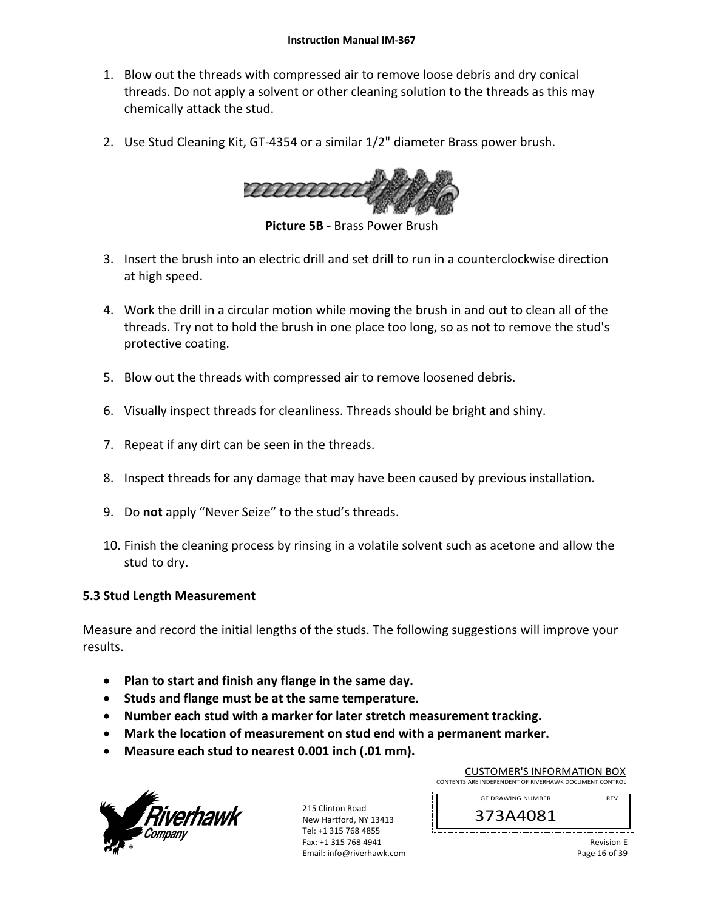1. Blow out the threads with compressed air to remove loose debris and dry conical threads. Do not apply a solvent or other cleaning solution to the threads as this may chemically attack the stud.

2. Use Stud Cleaning Kit, GT-4354 or a similar 1/2" diameter Brass power brush.

**Picture 5B -** Brass Power Brush

3. Insert the brush into an electric drill and set drill to run in a counterclockwise direction at high speed.

4. Work the drill in a circular motion while moving the brush in and out to clean all of the threads. Try not to hold the brush in one place too long, so as not to remove the stud's protective coating.

5. Blow out the threads with compressed air to remove loosened debris.

6. Visually inspect threads for cleanliness. Threads should be bright and shiny.

7. Repeat if any dirt can be seen in the threads.

8. Inspect threads for any damage that may have been caused by previous installation.

9. Do **not** apply "Never Seize" to the stud's threads.

10. Finish the cleaning process by rinsing in a volatile solvent such as acetone and allow the stud to dry.

### 5.3 Stud Length Measurement

Measure and record the initial lengths of the studs. The following suggestions will improve your results.

- **Plan to start and finish any flange in the same day.**
- **Studs and flange must be at the same temperature.**
- **Number each stud with a marker for later stretch measurement tracking.**
- **Mark the location of measurement on stud end with a permanent marker.**
- **Measure each stud to nearest 0.001 inch (.01 mm).**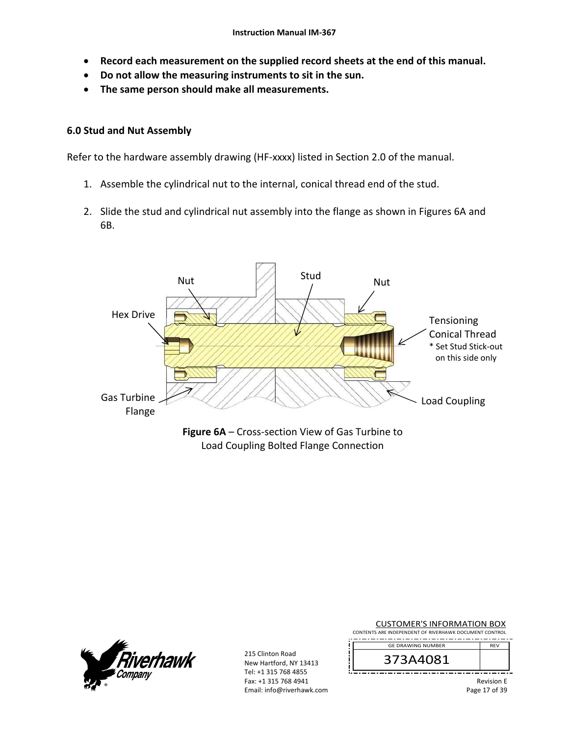- **Record each measurement on the supplied record sheets at the end of this manual.**
- **Do not allow the measuring instruments to sit in the sun.**
- **The same person should make all measurements.**

## 6.0 Stud and Nut Assembly

Refer to the hardware assembly drawing (HF-xxxx) listed in Section 2.0 of the manual.

1. Assemble the cylindrical nut to the internal, conical thread end of the stud.

2. Slide the stud and cylindrical nut assembly into the flange as shown in Figures 6A and 6B.

Nut

Stud

Nut

Hex Drive

Tensioning Conical Thread

* Set Stud Stick-out on this side only

Gas Turbine Flange

Load Coupling

**Figure 6A** – Cross-section View of Gas Turbine to Load Coupling Bolted Flange Connection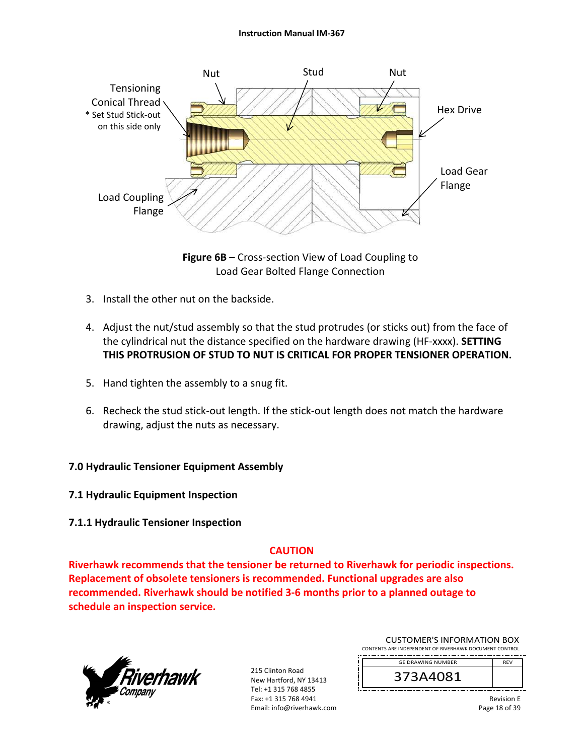**Figure 6B** – Cross-section View of Load Coupling to Load Gear Bolted Flange Connection

3. Install the other nut on the backside.

4. Adjust the nut/stud assembly so that the stud protrudes (or sticks out) from the face of the cylindrical nut the distance specified on the hardware drawing (HF-xxxx). **SETTING THIS PROTRUSION OF STUD TO NUT IS CRITICAL FOR PROPER TENSIONER OPERATION.**

5. Hand tighten the assembly to a snug fit.

6. Recheck the stud stick-out length. If the stick-out length does not match the hardware drawing, adjust the nuts as necessary.

## 7.0 Hydraulic Tensioner Equipment Assembly

### 7.1 Hydraulic Equipment Inspection

#### 7.1.1 Hydraulic Tensioner Inspection

**CAUTION**

**Riverhawk recommends that the tensioner be returned to Riverhawk for periodic inspections. Replacement of obsolete tensioners is recommended. Functional upgrades are also recommended. Riverhawk should be notified 3-6 months prior to a planned outage to schedule an inspection service.**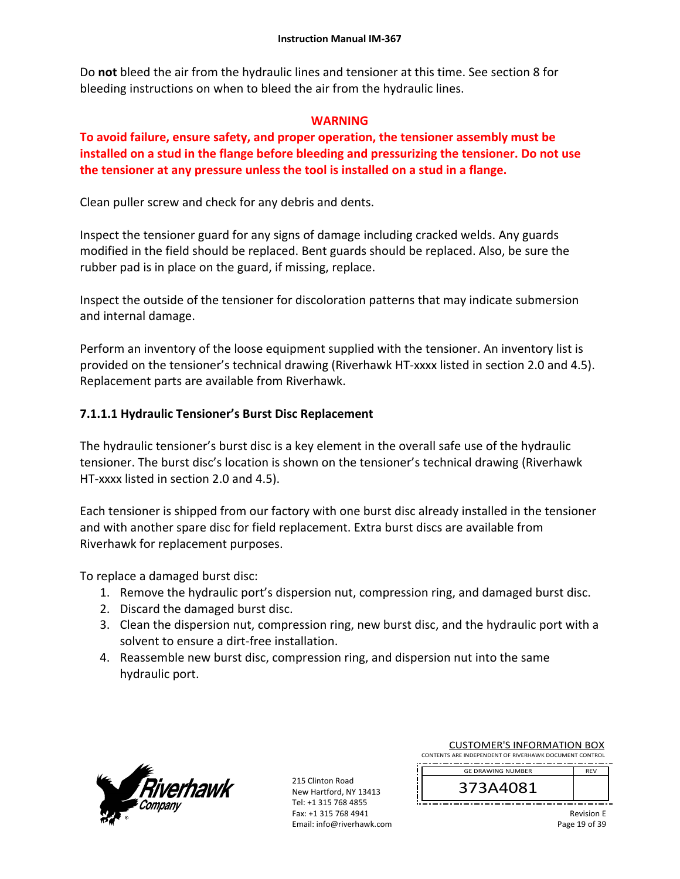Do **not** bleed the air from the hydraulic lines and tensioner at this time. See section 8 for bleeding instructions on when to bleed the air from the hydraulic lines.

**WARNING**

**To avoid failure, ensure safety, and proper operation, the tensioner assembly must be installed on a stud in the flange before bleeding and pressurizing the tensioner. Do not use the tensioner at any pressure unless the tool is installed on a stud in a flange.**

Clean puller screw and check for any debris and dents.

Inspect the tensioner guard for any signs of damage including cracked welds. Any guards modified in the field should be replaced. Bent guards should be replaced. Also, be sure the rubber pad is in place on the guard, if missing, replace.

Inspect the outside of the tensioner for discoloration patterns that may indicate submersion and internal damage.

Perform an inventory of the loose equipment supplied with the tensioner. An inventory list is provided on the tensioner's technical drawing (Riverhawk HT-xxxx listed in section 2.0 and 4.5). Replacement parts are available from Riverhawk.

#### 7.1.1.1 Hydraulic Tensioner's Burst Disc Replacement

The hydraulic tensioner's burst disc is a key element in the overall safe use of the hydraulic tensioner. The burst disc's location is shown on the tensioner's technical drawing (Riverhawk HT-xxxx listed in section 2.0 and 4.5).

Each tensioner is shipped from our factory with one burst disc already installed in the tensioner and with another spare disc for field replacement. Extra burst discs are available from Riverhawk for replacement purposes.

To replace a damaged burst disc:

1. Remove the hydraulic port's dispersion nut, compression ring, and damaged burst disc.
2. Discard the damaged burst disc.
3. Clean the dispersion nut, compression ring, new burst disc, and the hydraulic port with a solvent to ensure a dirt-free installation.
4. Reassemble new burst disc, compression ring, and dispersion nut into the same hydraulic port.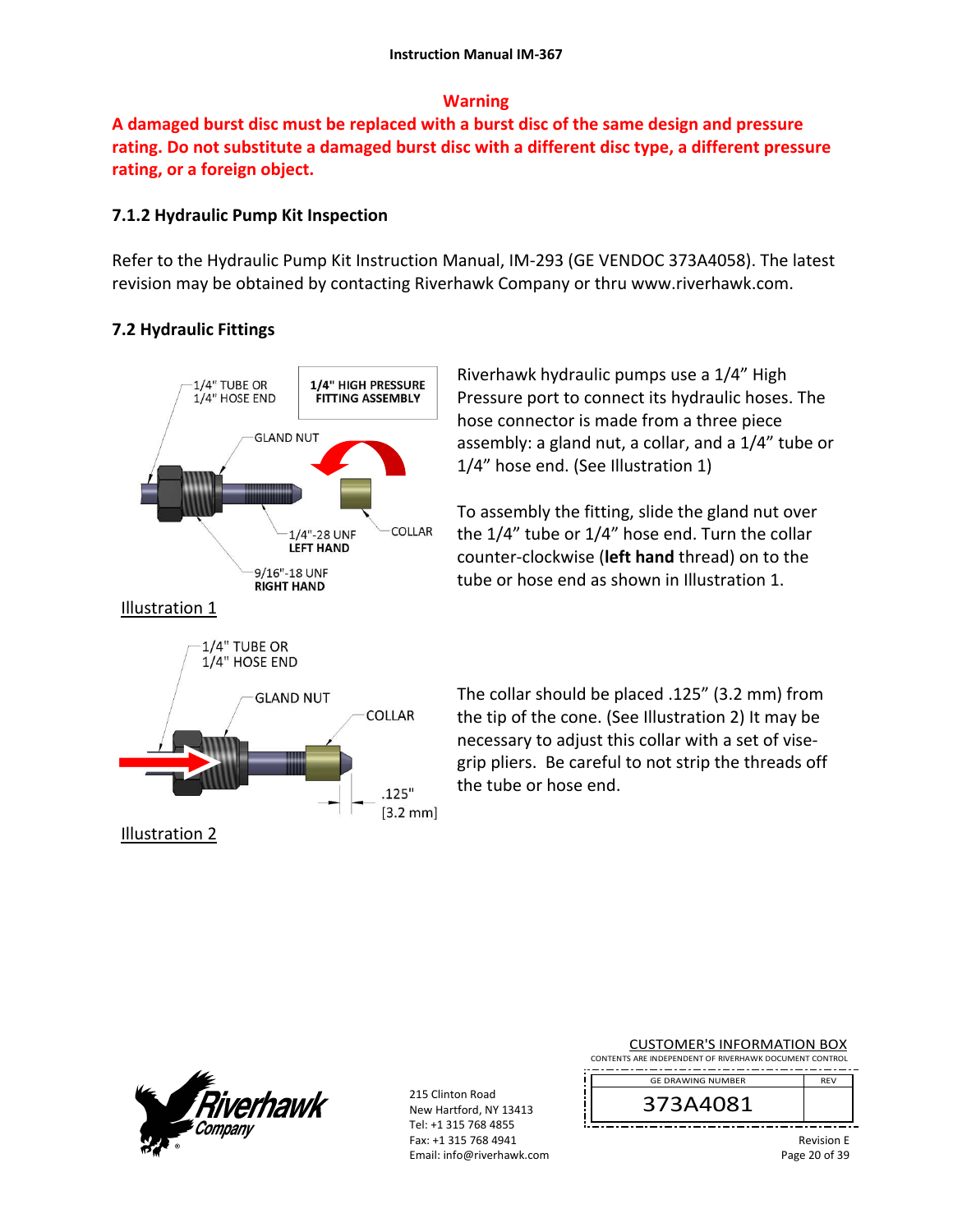**Warning**

**A damaged burst disc must be replaced with a burst disc of the same design and pressure rating. Do not substitute a damaged burst disc with a different disc type, a different pressure rating, or a foreign object.**

### 7.1.2 Hydraulic Pump Kit Inspection

Refer to the Hydraulic Pump Kit Instruction Manual, IM-293 (GE VENDOC 373A4058). The latest revision may be obtained by contacting Riverhawk Company or thru www.riverhawk.com.

### 7.2 Hydraulic Fittings

1/4" TUBE OR 1/4" HOSE END

**1/4" HIGH PRESSURE FITTING ASSEMBLY**

GLAND NUT

1/4"-28 UNF **LEFT HAND**

COLLAR

9/16"-18 UNF **RIGHT HAND**

Illustration 1

Riverhawk hydraulic pumps use a 1/4" High Pressure port to connect its hydraulic hoses. The hose connector is made from a three piece assembly: a gland nut, a collar, and a 1/4" tube or 1/4" hose end. (See Illustration 1)

To assembly the fitting, slide the gland nut over the 1/4" tube or 1/4" hose end. Turn the collar counter-clockwise (**left hand** thread) on to the tube or hose end as shown in Illustration 1.

1/4" TUBE OR 1/4" HOSE END

GLAND NUT

COLLAR

.125" [3.2 mm]

Illustration 2

The collar should be placed .125" (3.2 mm) from the tip of the cone. (See Illustration 2) It may be necessary to adjust this collar with a set of vise-grip pliers. Be careful to not strip the threads off the tube or hose end.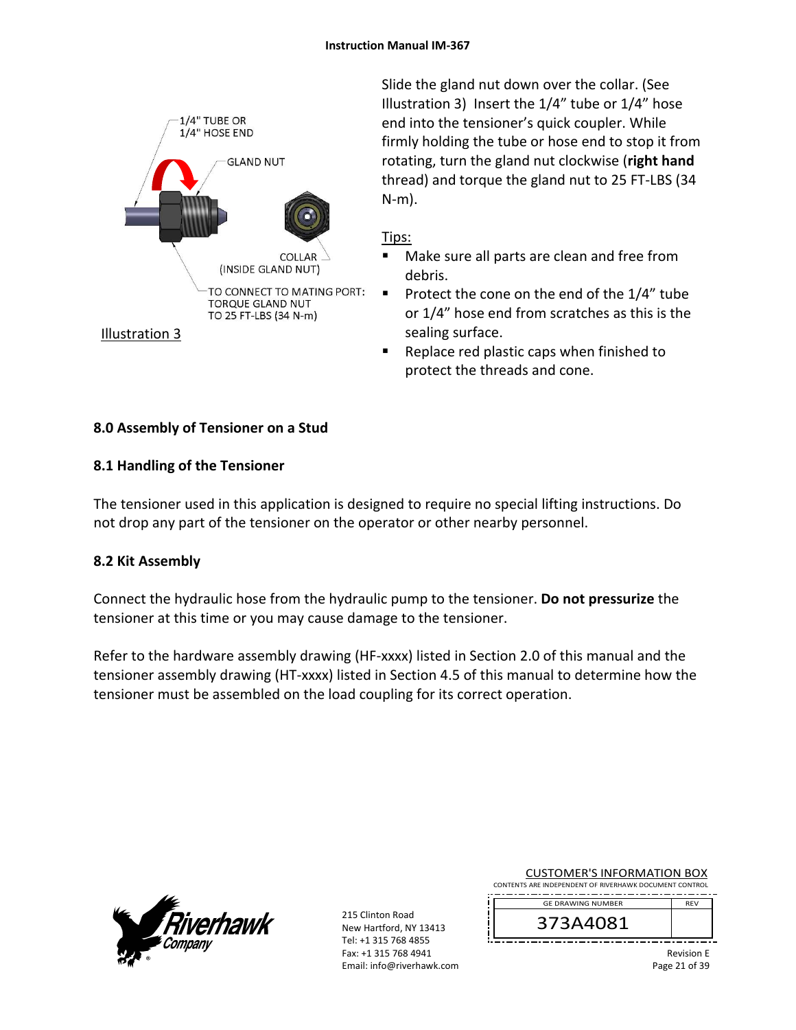1/4" TUBE OR
1/4" HOSE END

GLAND NUT

COLLAR
(INSIDE GLAND NUT)

TO CONNECT TO MATING PORT:
TORQUE GLAND NUT
TO 25 FT-LBS (34 N-m)

Illustration 3

Slide the gland nut down over the collar. (See Illustration 3) Insert the 1/4" tube or 1/4" hose end into the tensioner's quick coupler. While firmly holding the tube or hose end to stop it from rotating, turn the gland nut clockwise (**right hand** thread) and torque the gland nut to 25 FT-LBS (34 N-m).

Tips:

- Make sure all parts are clean and free from debris.
- Protect the cone on the end of the 1/4" tube or 1/4" hose end from scratches as this is the sealing surface.
- Replace red plastic caps when finished to protect the threads and cone.

## 8.0 Assembly of Tensioner on a Stud

### 8.1 Handling of the Tensioner

The tensioner used in this application is designed to require no special lifting instructions. Do not drop any part of the tensioner on the operator or other nearby personnel.

### 8.2 Kit Assembly

Connect the hydraulic hose from the hydraulic pump to the tensioner. **Do not pressurize** the tensioner at this time or you may cause damage to the tensioner.

Refer to the hardware assembly drawing (HF-xxxx) listed in Section 2.0 of this manual and the tensioner assembly drawing (HT-xxxx) listed in Section 4.5 of this manual to determine how the tensioner must be assembled on the load coupling for its correct operation.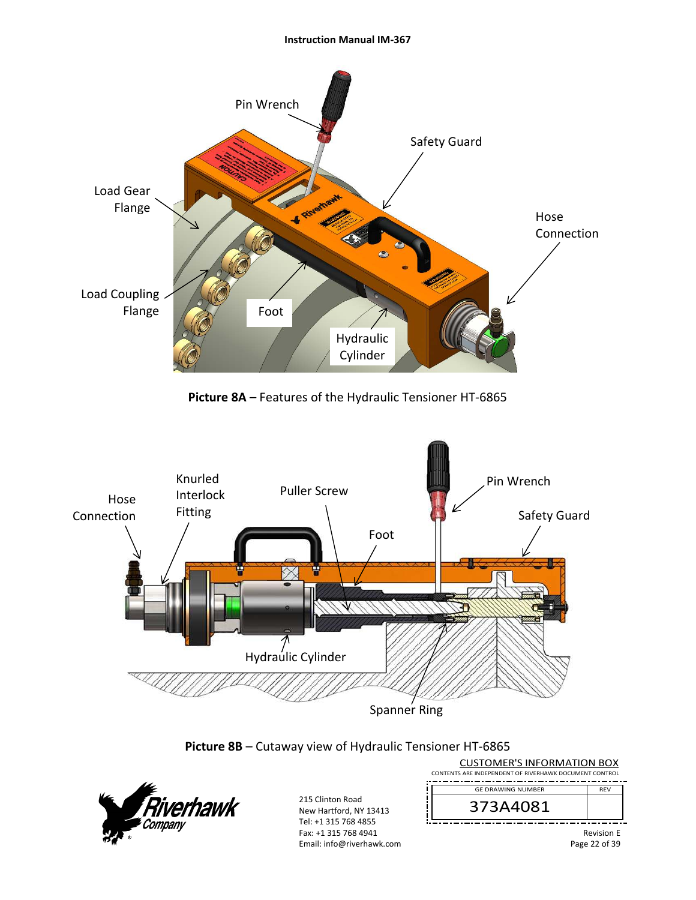**Picture 8A** – Features of the Hydraulic Tensioner HT-6865

**Picture 8B** – Cutaway view of Hydraulic Tensioner HT-6865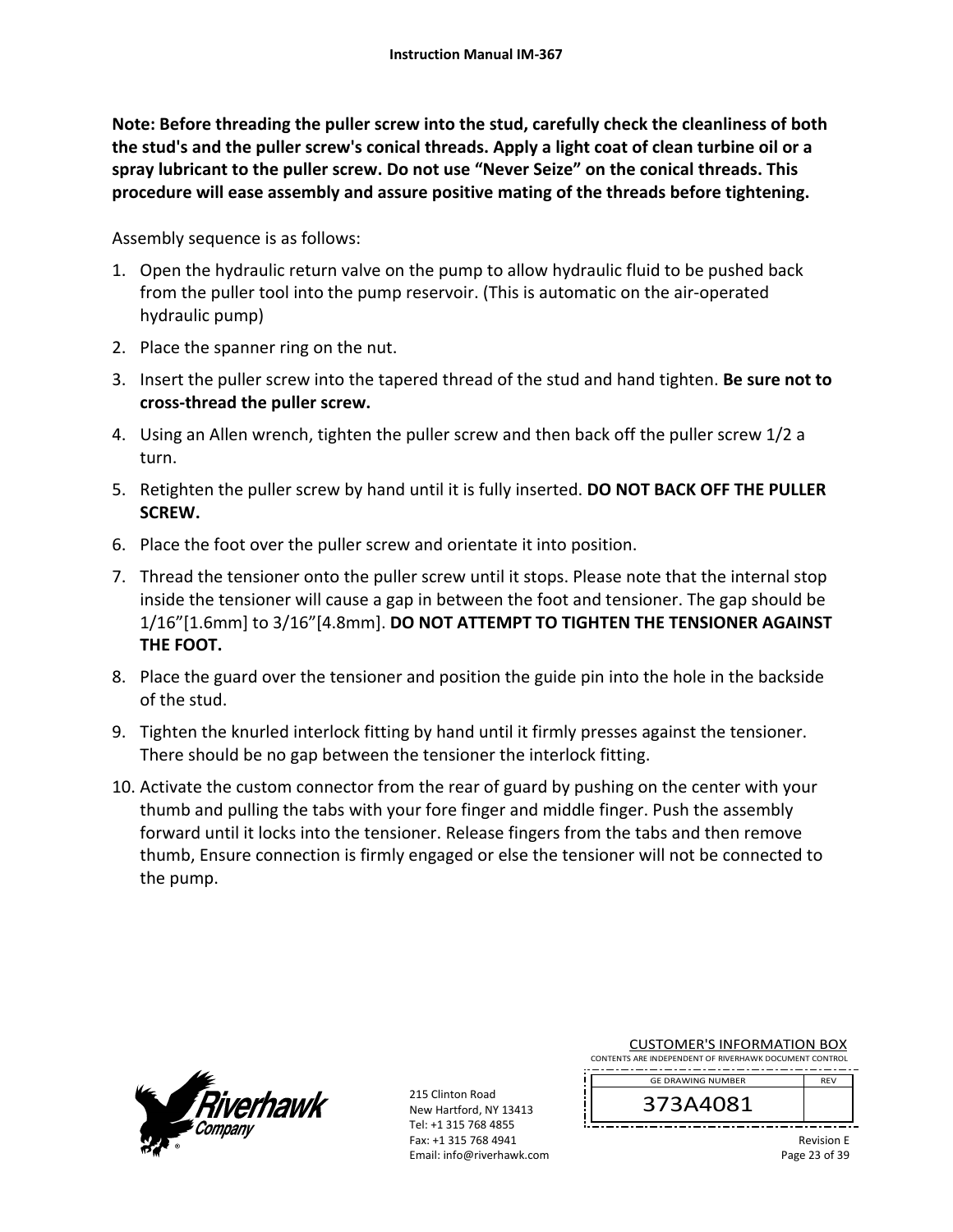**Note: Before threading the puller screw into the stud, carefully check the cleanliness of both the stud's and the puller screw's conical threads. Apply a light coat of clean turbine oil or a spray lubricant to the puller screw. Do not use "Never Seize" on the conical threads. This procedure will ease assembly and assure positive mating of the threads before tightening.**

Assembly sequence is as follows:

1. Open the hydraulic return valve on the pump to allow hydraulic fluid to be pushed back from the puller tool into the pump reservoir. (This is automatic on the air-operated hydraulic pump)
2. Place the spanner ring on the nut.
3. Insert the puller screw into the tapered thread of the stud and hand tighten. **Be sure not to cross-thread the puller screw.**
4. Using an Allen wrench, tighten the puller screw and then back off the puller screw 1/2 a turn.
5. Retighten the puller screw by hand until it is fully inserted. **DO NOT BACK OFF THE PULLER SCREW.**
6. Place the foot over the puller screw and orientate it into position.
7. Thread the tensioner onto the puller screw until it stops. Please note that the internal stop inside the tensioner will cause a gap in between the foot and tensioner. The gap should be 1/16"[1.6mm] to 3/16"[4.8mm]. **DO NOT ATTEMPT TO TIGHTEN THE TENSIONER AGAINST THE FOOT.**
8. Place the guard over the tensioner and position the guide pin into the hole in the backside of the stud.
9. Tighten the knurled interlock fitting by hand until it firmly presses against the tensioner. There should be no gap between the tensioner the interlock fitting.
10. Activate the custom connector from the rear of guard by pushing on the center with your thumb and pulling the tabs with your fore finger and middle finger. Push the assembly forward until it locks into the tensioner. Release fingers from the tabs and then remove thumb, Ensure connection is firmly engaged or else the tensioner will not be connected to the pump.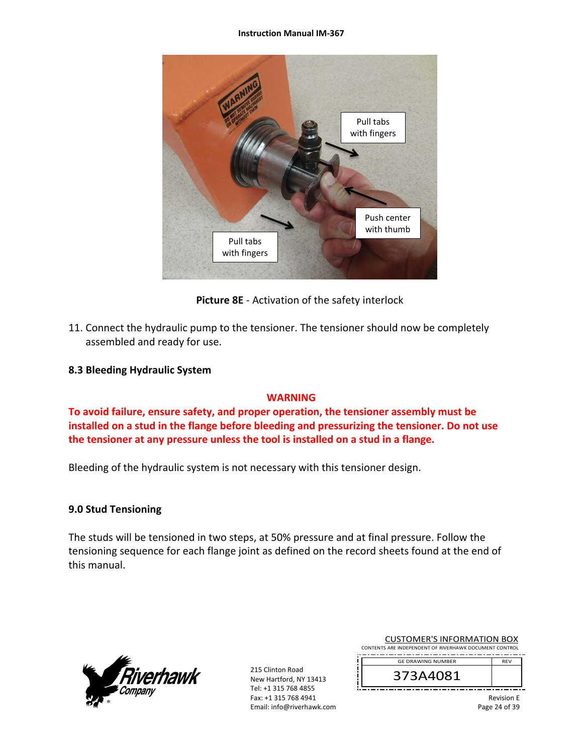**Picture 8E** - Activation of the safety interlock

11. Connect the hydraulic pump to the tensioner. The tensioner should now be completely assembled and ready for use.

### 8.3 Bleeding Hydraulic System

**WARNING**

**To avoid failure, ensure safety, and proper operation, the tensioner assembly must be installed on a stud in the flange before bleeding and pressurizing the tensioner. Do not use the tensioner at any pressure unless the tool is installed on a stud in a flange.**

Bleeding of the hydraulic system is not necessary with this tensioner design.

## 9.0 Stud Tensioning

The studs will be tensioned in two steps, at 50% pressure and at final pressure. Follow the tensioning sequence for each flange joint as defined on the record sheets found at the end of this manual.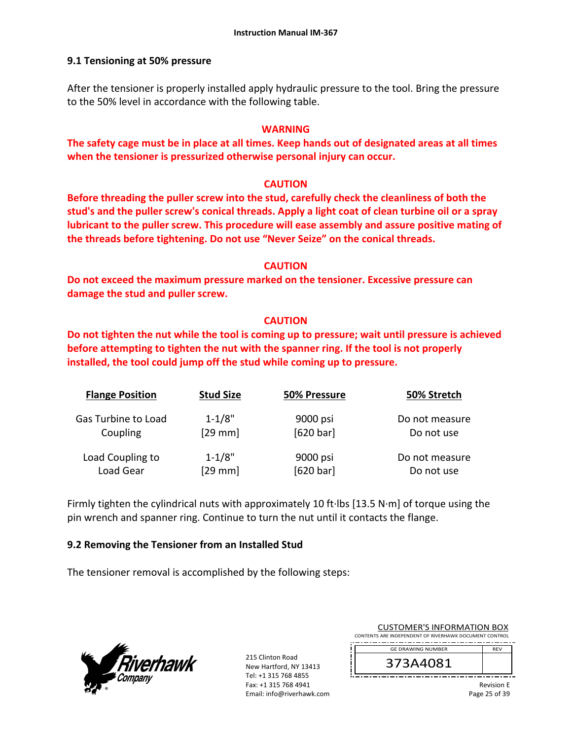## 9.1 Tensioning at 50% pressure

After the tensioner is properly installed apply hydraulic pressure to the tool. Bring the pressure to the 50% level in accordance with the following table.

**WARNING**

**The safety cage must be in place at all times. Keep hands out of designated areas at all times when the tensioner is pressurized otherwise personal injury can occur.**

**CAUTION**

**Before threading the puller screw into the stud, carefully check the cleanliness of both the stud's and the puller screw's conical threads. Apply a light coat of clean turbine oil or a spray lubricant to the puller screw. This procedure will ease assembly and assure positive mating of the threads before tightening. Do not use "Never Seize" on the conical threads.**

**CAUTION**

**Do not exceed the maximum pressure marked on the tensioner. Excessive pressure can damage the stud and puller screw.**

**CAUTION**

**Do not tighten the nut while the tool is coming up to pressure; wait until pressure is achieved before attempting to tighten the nut with the spanner ring. If the tool is not properly installed, the tool could jump off the stud while coming up to pressure.**

| Flange Position | Stud Size | 50% Pressure | 50% Stretch |
|---|---|---|---|
| Gas Turbine to Load Coupling | 1-1/8" [29 mm] | 9000 psi [620 bar] | Do not measure Do not use |
| Load Coupling to Load Gear | 1-1/8" [29 mm] | 9000 psi [620 bar] | Do not measure Do not use |

Firmly tighten the cylindrical nuts with approximately 10 ft·lbs [13.5 N·m] of torque using the pin wrench and spanner ring. Continue to turn the nut until it contacts the flange.

## 9.2 Removing the Tensioner from an Installed Stud

The tensioner removal is accomplished by the following steps:

215 Clinton Road
New Hartford, NY 13413
Tel: +1 315 768 4855
Fax: +1 315 768 4941
Email: info@riverhawk.com

CUSTOMER'S INFORMATION BOX
CONTENTS ARE INDEPENDENT OF RIVERHAWK DOCUMENT CONTROL

| GE DRAWING NUMBER | REV |
|---|---|
| 373A4081 | |

Revision E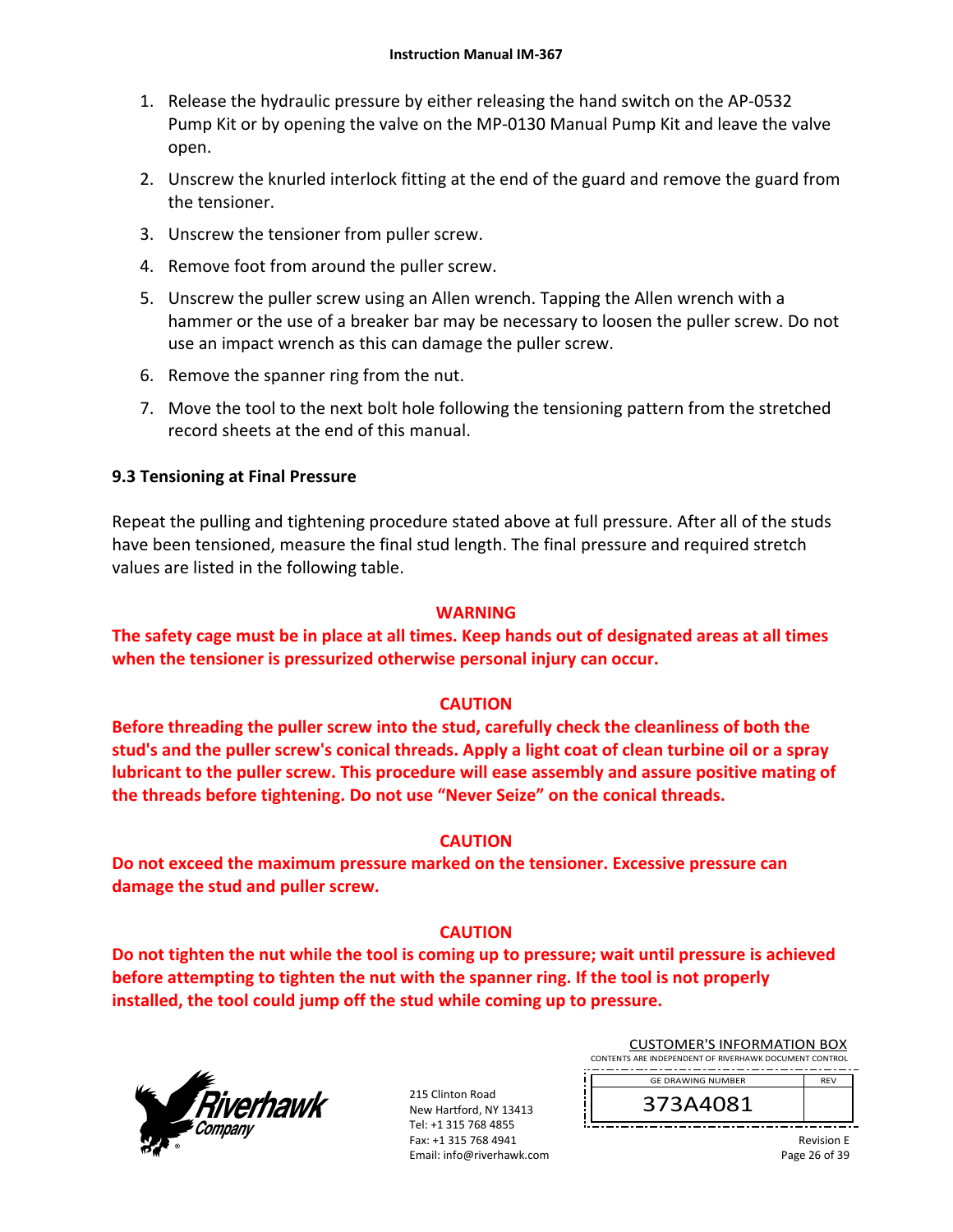1. Release the hydraulic pressure by either releasing the hand switch on the AP-0532 Pump Kit or by opening the valve on the MP-0130 Manual Pump Kit and leave the valve open.
2. Unscrew the knurled interlock fitting at the end of the guard and remove the guard from the tensioner.
3. Unscrew the tensioner from puller screw.
4. Remove foot from around the puller screw.
5. Unscrew the puller screw using an Allen wrench. Tapping the Allen wrench with a hammer or the use of a breaker bar may be necessary to loosen the puller screw. Do not use an impact wrench as this can damage the puller screw.
6. Remove the spanner ring from the nut.
7. Move the tool to the next bolt hole following the tensioning pattern from the stretched record sheets at the end of this manual.

### 9.3 Tensioning at Final Pressure

Repeat the pulling and tightening procedure stated above at full pressure. After all of the studs have been tensioned, measure the final stud length. The final pressure and required stretch values are listed in the following table.

**WARNING**

**The safety cage must be in place at all times. Keep hands out of designated areas at all times when the tensioner is pressurized otherwise personal injury can occur.**

**CAUTION**

**Before threading the puller screw into the stud, carefully check the cleanliness of both the stud's and the puller screw's conical threads. Apply a light coat of clean turbine oil or a spray lubricant to the puller screw. This procedure will ease assembly and assure positive mating of the threads before tightening. Do not use "Never Seize" on the conical threads.**

**CAUTION**

**Do not exceed the maximum pressure marked on the tensioner. Excessive pressure can damage the stud and puller screw.**

**CAUTION**

**Do not tighten the nut while the tool is coming up to pressure; wait until pressure is achieved before attempting to tighten the nut with the spanner ring. If the tool is not properly installed, the tool could jump off the stud while coming up to pressure.**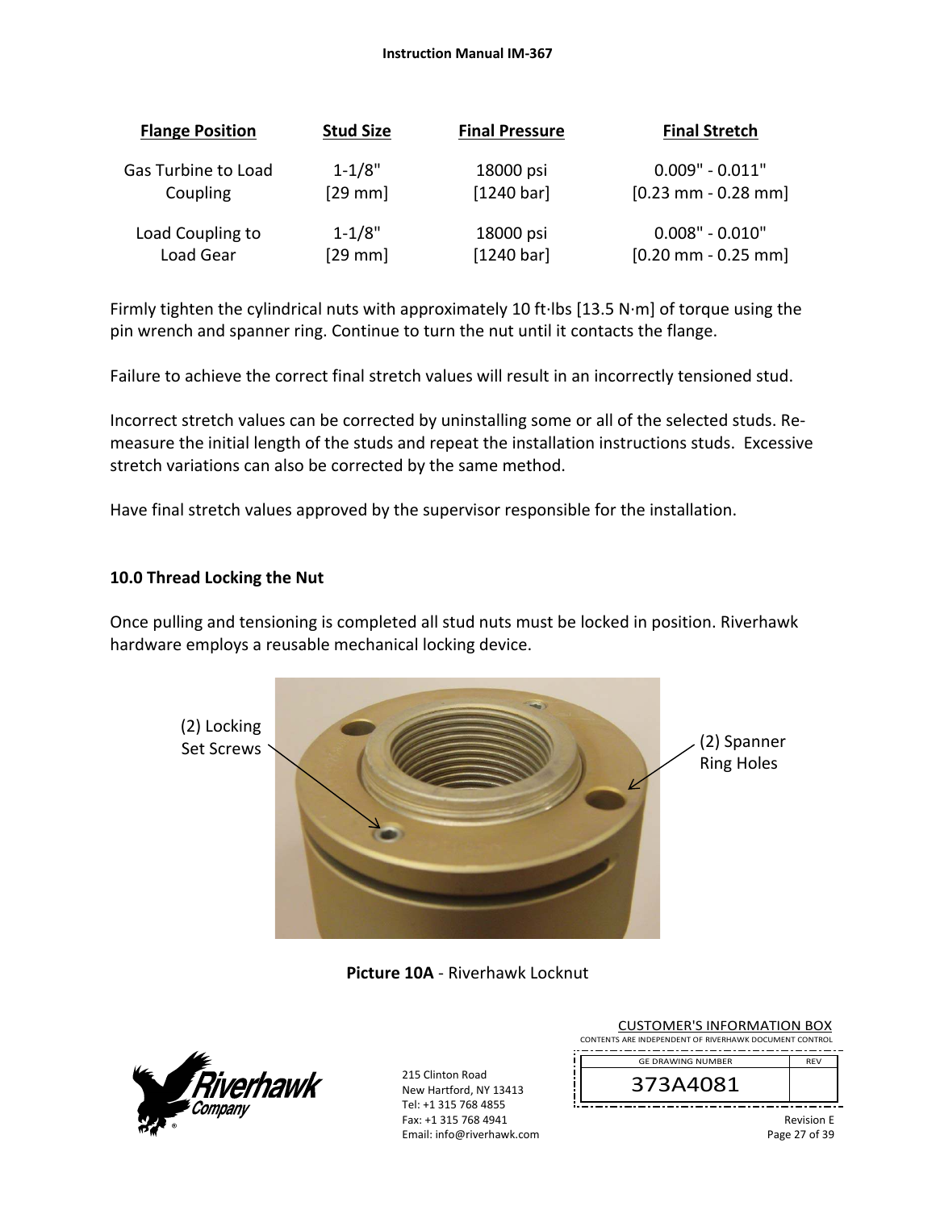| Flange Position | Stud Size | Final Pressure | Final Stretch |
|---|---|---|---|
| Gas Turbine to Load Coupling | 1-1/8" [29 mm] | 18000 psi [1240 bar] | 0.009" - 0.011" [0.23 mm - 0.28 mm] |
| Load Coupling to Load Gear | 1-1/8" [29 mm] | 18000 psi [1240 bar] | 0.008" - 0.010" [0.20 mm - 0.25 mm] |

Firmly tighten the cylindrical nuts with approximately 10 ft·lbs [13.5 N·m] of torque using the pin wrench and spanner ring. Continue to turn the nut until it contacts the flange.

Failure to achieve the correct final stretch values will result in an incorrectly tensioned stud.

Incorrect stretch values can be corrected by uninstalling some or all of the selected studs. Re-measure the initial length of the studs and repeat the installation instructions studs. Excessive stretch variations can also be corrected by the same method.

Have final stretch values approved by the supervisor responsible for the installation.

## 10.0 Thread Locking the Nut

Once pulling and tensioning is completed all stud nuts must be locked in position. Riverhawk hardware employs a reusable mechanical locking device.

(2) Locking Set Screws

(2) Spanner Ring Holes

**Picture 10A** - Riverhawk Locknut

CUSTOMER'S INFORMATION BOX
CONTENTS ARE INDEPENDENT OF RIVERHAWK DOCUMENT CONTROL

| GE DRAWING NUMBER | REV |
|---|---|
| 373A4081 | |

215 Clinton Road
New Hartford, NY 13413
Tel: +1 315 768 4855
Fax: +1 315 768 4941
Email: info@riverhawk.com

Revision E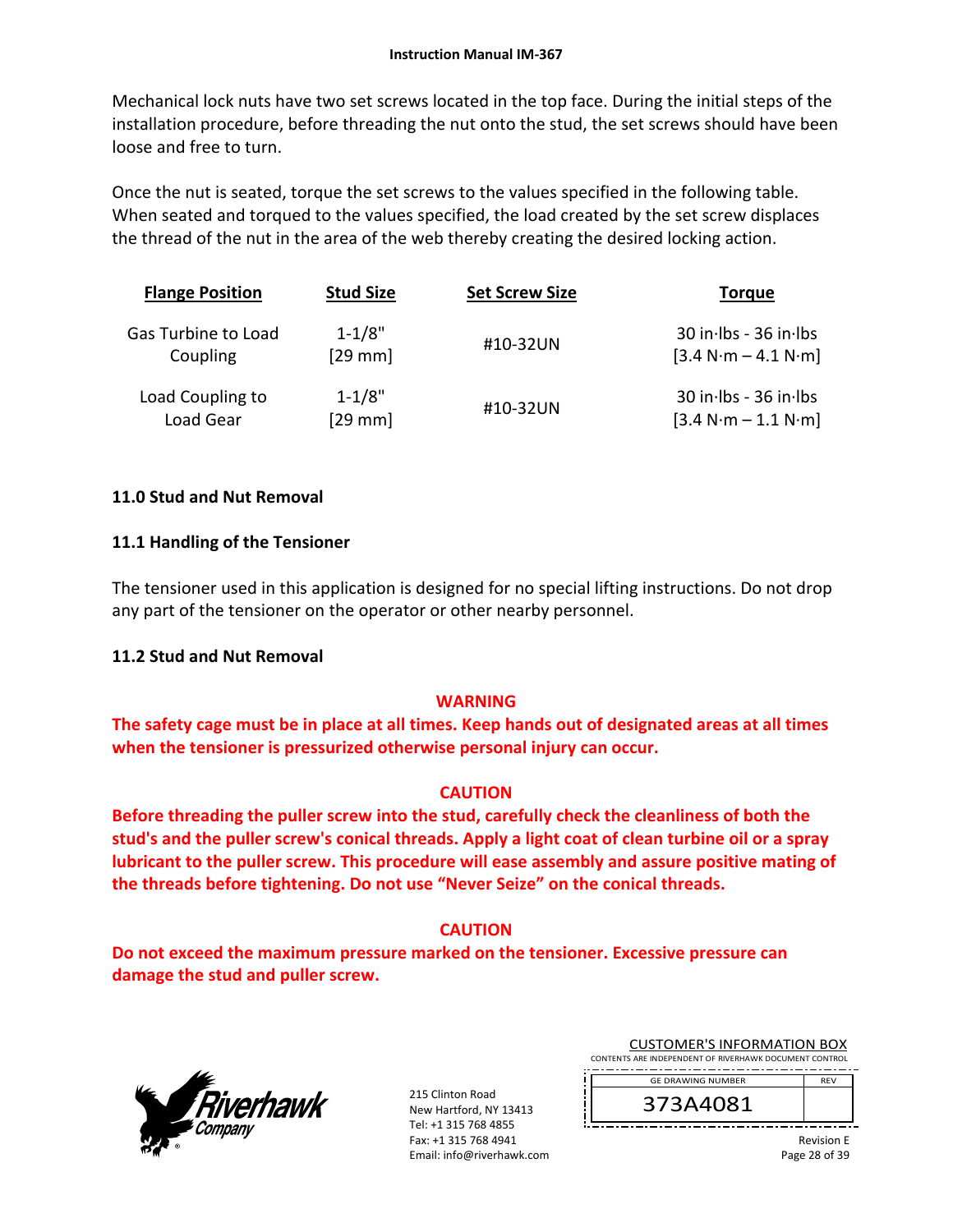Mechanical lock nuts have two set screws located in the top face. During the initial steps of the installation procedure, before threading the nut onto the stud, the set screws should have been loose and free to turn.

Once the nut is seated, torque the set screws to the values specified in the following table. When seated and torqued to the values specified, the load created by the set screw displaces the thread of the nut in the area of the web thereby creating the desired locking action.

| Flange Position | Stud Size | Set Screw Size | Torque |
|---|---|---|---|
| Gas Turbine to Load Coupling | 1-1/8" [29 mm] | #10-32UN | 30 in·lbs - 36 in·lbs [3.4 N·m – 4.1 N·m] |
| Load Coupling to Load Gear | 1-1/8" [29 mm] | #10-32UN | 30 in·lbs - 36 in·lbs [3.4 N·m – 1.1 N·m] |

## 11.0 Stud and Nut Removal

### 11.1 Handling of the Tensioner

The tensioner used in this application is designed for no special lifting instructions. Do not drop any part of the tensioner on the operator or other nearby personnel.

### 11.2 Stud and Nut Removal

**WARNING**

**The safety cage must be in place at all times. Keep hands out of designated areas at all times when the tensioner is pressurized otherwise personal injury can occur.**

**CAUTION**

**Before threading the puller screw into the stud, carefully check the cleanliness of both the stud's and the puller screw's conical threads. Apply a light coat of clean turbine oil or a spray lubricant to the puller screw. This procedure will ease assembly and assure positive mating of the threads before tightening. Do not use "Never Seize" on the conical threads.**

**CAUTION**

**Do not exceed the maximum pressure marked on the tensioner. Excessive pressure can damage the stud and puller screw.**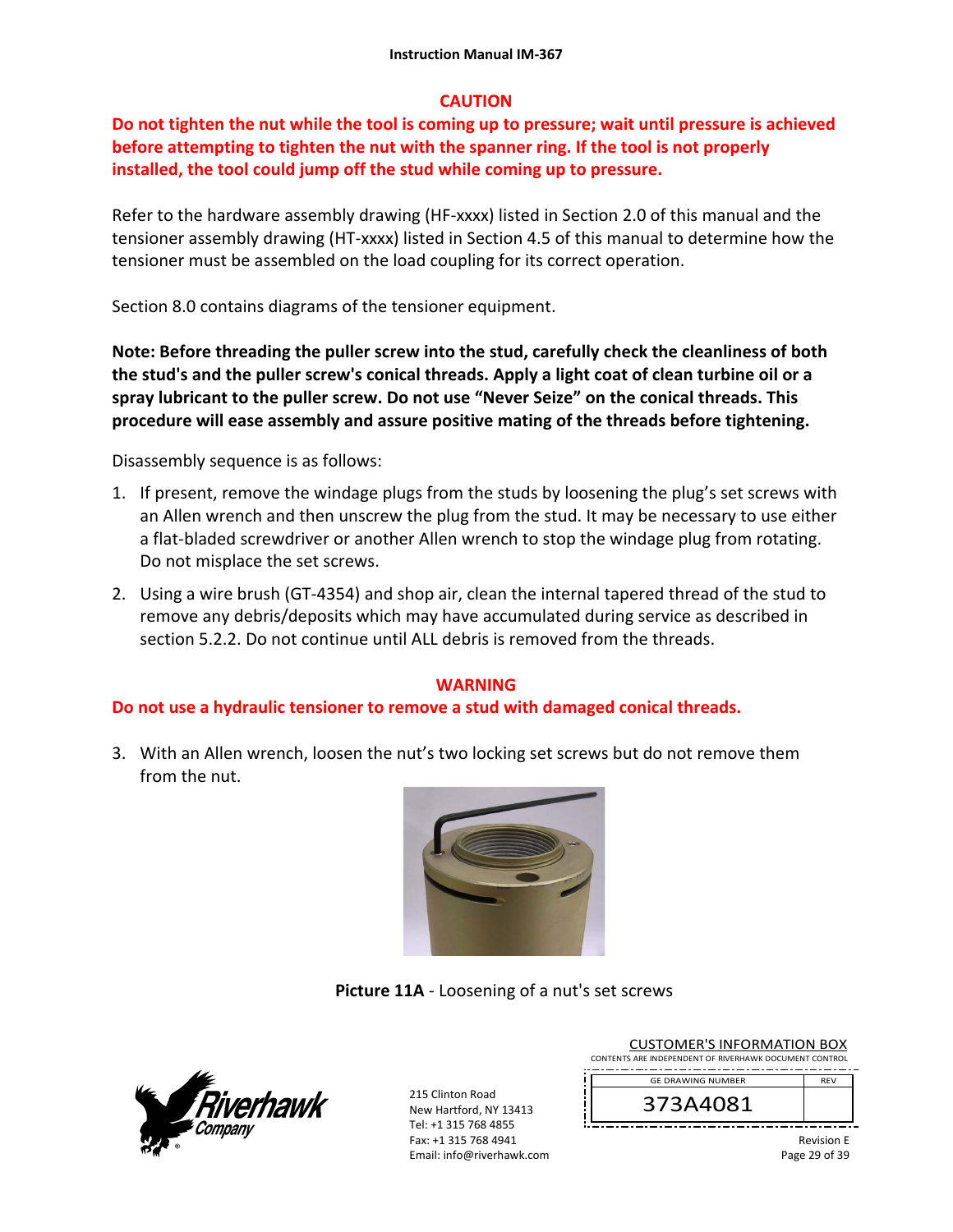**CAUTION**

**Do not tighten the nut while the tool is coming up to pressure; wait until pressure is achieved before attempting to tighten the nut with the spanner ring. If the tool is not properly installed, the tool could jump off the stud while coming up to pressure.**

Refer to the hardware assembly drawing (HF-xxxx) listed in Section 2.0 of this manual and the tensioner assembly drawing (HT-xxxx) listed in Section 4.5 of this manual to determine how the tensioner must be assembled on the load coupling for its correct operation.

Section 8.0 contains diagrams of the tensioner equipment.

**Note: Before threading the puller screw into the stud, carefully check the cleanliness of both the stud's and the puller screw's conical threads. Apply a light coat of clean turbine oil or a spray lubricant to the puller screw. Do not use "Never Seize" on the conical threads. This procedure will ease assembly and assure positive mating of the threads before tightening.**

Disassembly sequence is as follows:

1. If present, remove the windage plugs from the studs by loosening the plug's set screws with an Allen wrench and then unscrew the plug from the stud. It may be necessary to use either a flat-bladed screwdriver or another Allen wrench to stop the windage plug from rotating. Do not misplace the set screws.
2. Using a wire brush (GT-4354) and shop air, clean the internal tapered thread of the stud to remove any debris/deposits which may have accumulated during service as described in section 5.2.2. Do not continue until ALL debris is removed from the threads.

**WARNING**

**Do not use a hydraulic tensioner to remove a stud with damaged conical threads.**

3. With an Allen wrench, loosen the nut's two locking set screws but do not remove them from the nut.

**Picture 11A** - Loosening of a nut's set screws

| GE DRAWING NUMBER | REV |
|---|---|
| 373A4081 | |

Revision E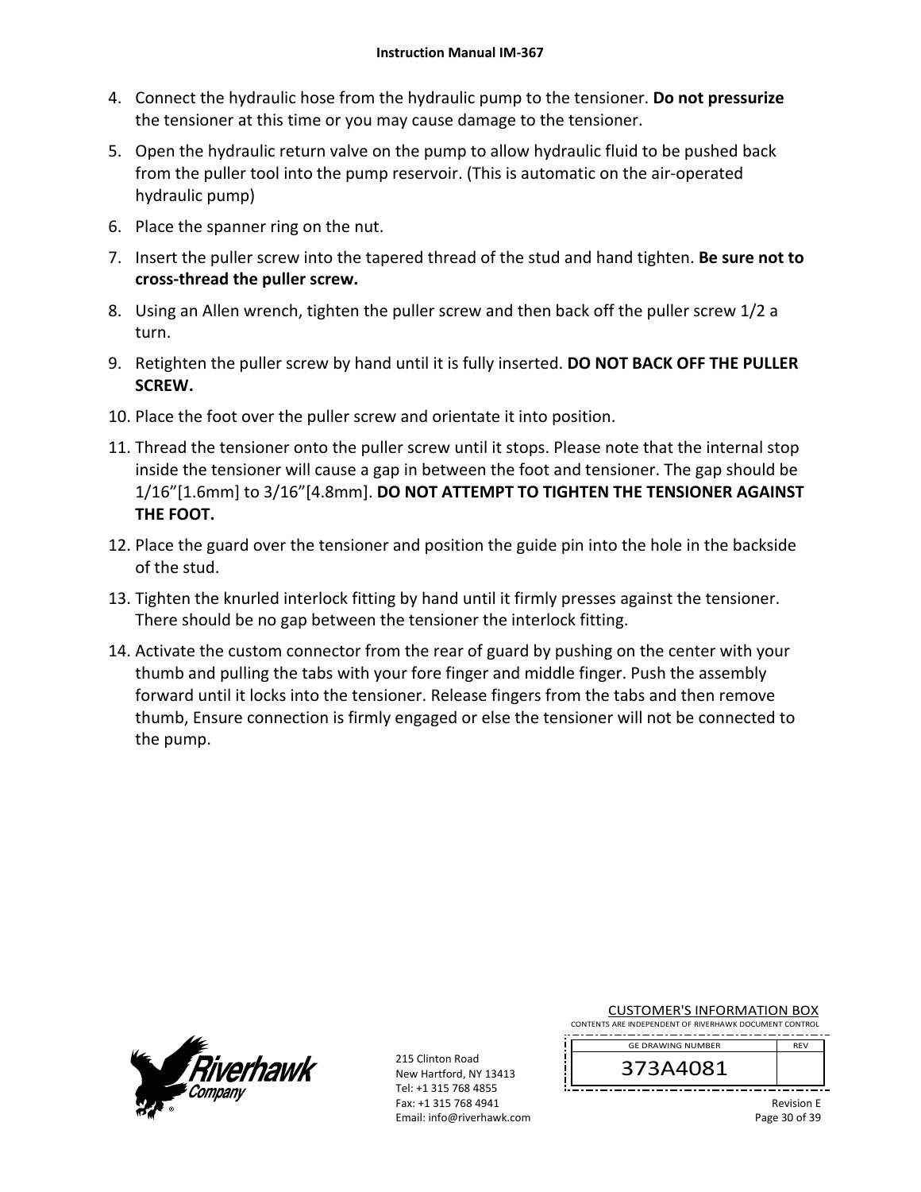4. Connect the hydraulic hose from the hydraulic pump to the tensioner. **Do not pressurize** the tensioner at this time or you may cause damage to the tensioner.
5. Open the hydraulic return valve on the pump to allow hydraulic fluid to be pushed back from the puller tool into the pump reservoir. (This is automatic on the air-operated hydraulic pump)
6. Place the spanner ring on the nut.
7. Insert the puller screw into the tapered thread of the stud and hand tighten. **Be sure not to cross-thread the puller screw.**
8. Using an Allen wrench, tighten the puller screw and then back off the puller screw 1/2 a turn.
9. Retighten the puller screw by hand until it is fully inserted. **DO NOT BACK OFF THE PULLER SCREW.**
10. Place the foot over the puller screw and orientate it into position.
11. Thread the tensioner onto the puller screw until it stops. Please note that the internal stop inside the tensioner will cause a gap in between the foot and tensioner. The gap should be 1/16”[1.6mm] to 3/16”[4.8mm]. **DO NOT ATTEMPT TO TIGHTEN THE TENSIONER AGAINST THE FOOT.**
12. Place the guard over the tensioner and position the guide pin into the hole in the backside of the stud.
13. Tighten the knurled interlock fitting by hand until it firmly presses against the tensioner. There should be no gap between the tensioner the interlock fitting.
14. Activate the custom connector from the rear of guard by pushing on the center with your thumb and pulling the tabs with your fore finger and middle finger. Push the assembly forward until it locks into the tensioner. Release fingers from the tabs and then remove thumb, Ensure connection is firmly engaged or else the tensioner will not be connected to the pump.

215 Clinton Road
New Hartford, NY 13413
Tel: +1 315 768 4855
Fax: +1 315 768 4941
Email: info@riverhawk.com

CUSTOMER'S INFORMATION BOX
CONTENTS ARE INDEPENDENT OF RIVERHAWK DOCUMENT CONTROL

| GE DRAWING NUMBER | REV |
| --- | --- |
| 373A4081 | |

Revision E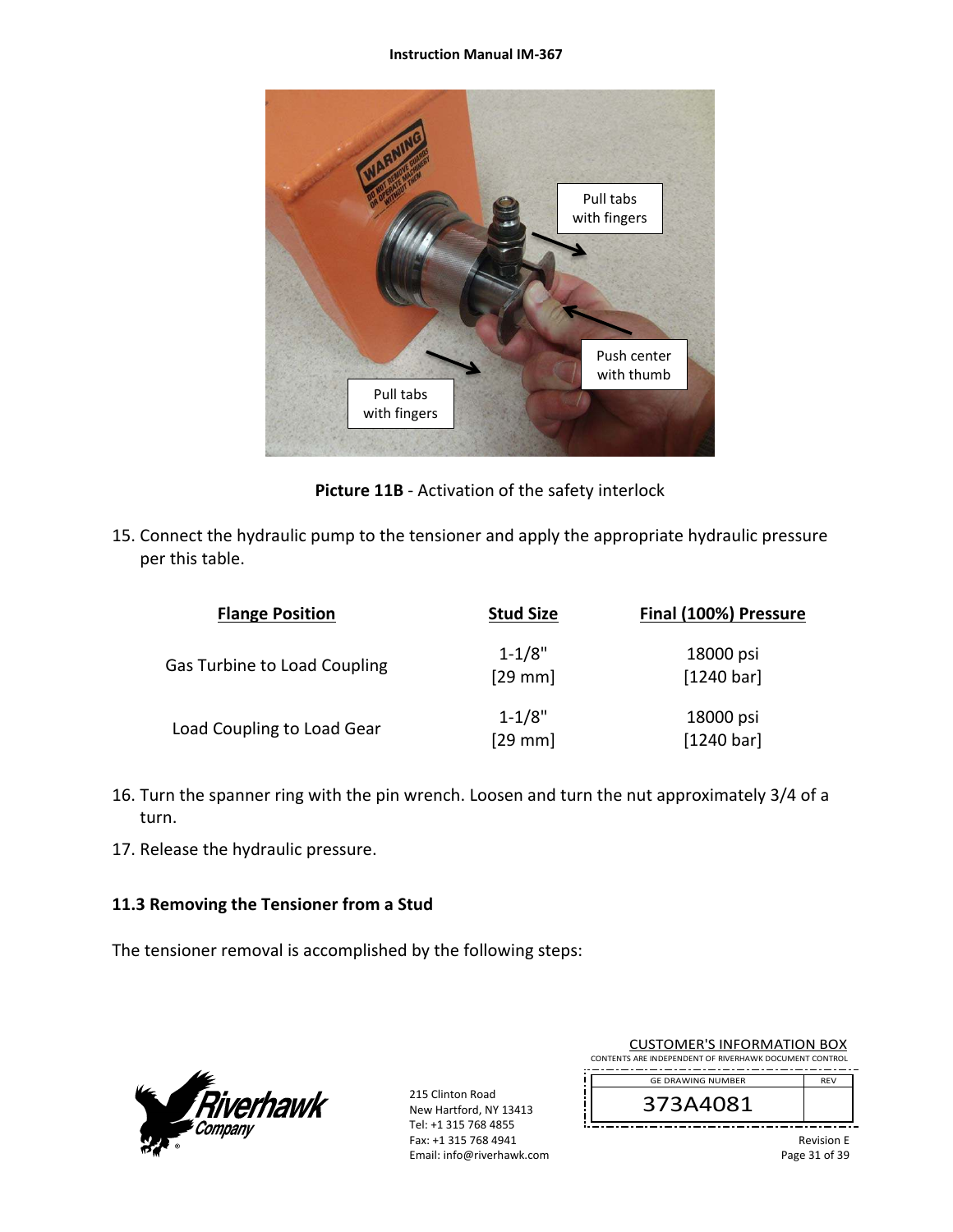Picture 11B - Activation of the safety interlock

15. Connect the hydraulic pump to the tensioner and apply the appropriate hydraulic pressure per this table.

| Flange Position | Stud Size | Final (100%) Pressure |
|---|---|---|
| Gas Turbine to Load Coupling | 1-1/8" [29 mm] | 18000 psi [1240 bar] |
| Load Coupling to Load Gear | 1-1/8" [29 mm] | 18000 psi [1240 bar] |

16. Turn the spanner ring with the pin wrench. Loosen and turn the nut approximately 3/4 of a turn.
17. Release the hydraulic pressure.

### 11.3 Removing the Tensioner from a Stud

The tensioner removal is accomplished by the following steps:

215 Clinton Road
New Hartford, NY 13413
Tel: +1 315 768 4855
Fax: +1 315 768 4941
Email: info@riverhawk.com

CUSTOMER'S INFORMATION BOX
CONTENTS ARE INDEPENDENT OF RIVERHAWK DOCUMENT CONTROL

| GE DRAWING NUMBER | REV |
|---|---|
| 373A4081 | |

Revision E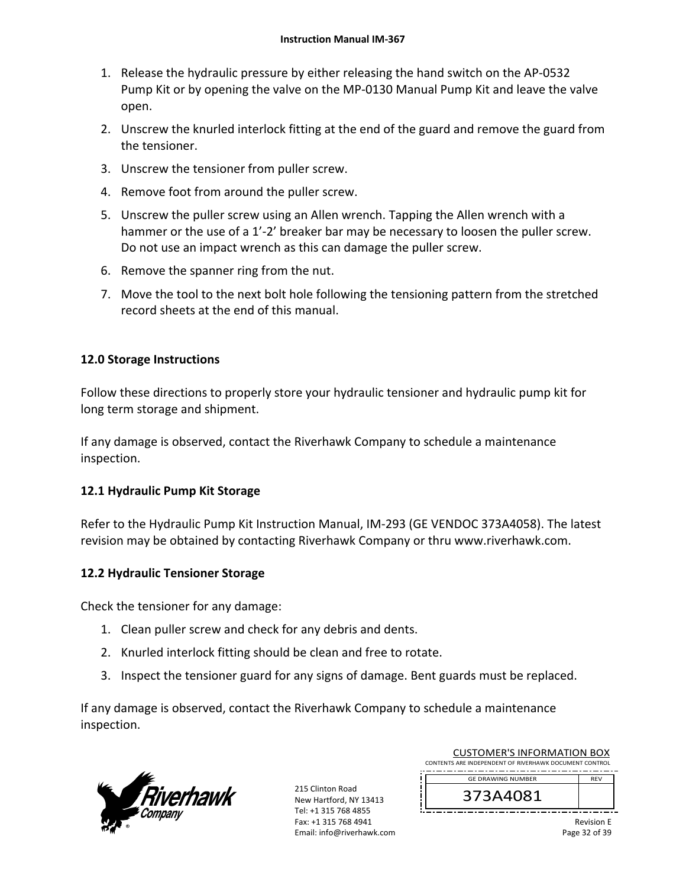1. Release the hydraulic pressure by either releasing the hand switch on the AP-0532 Pump Kit or by opening the valve on the MP-0130 Manual Pump Kit and leave the valve open.
2. Unscrew the knurled interlock fitting at the end of the guard and remove the guard from the tensioner.
3. Unscrew the tensioner from puller screw.
4. Remove foot from around the puller screw.
5. Unscrew the puller screw using an Allen wrench. Tapping the Allen wrench with a hammer or the use of a 1'-2' breaker bar may be necessary to loosen the puller screw. Do not use an impact wrench as this can damage the puller screw.
6. Remove the spanner ring from the nut.
7. Move the tool to the next bolt hole following the tensioning pattern from the stretched record sheets at the end of this manual.

## 12.0 Storage Instructions

Follow these directions to properly store your hydraulic tensioner and hydraulic pump kit for long term storage and shipment.

If any damage is observed, contact the Riverhawk Company to schedule a maintenance inspection.

### 12.1 Hydraulic Pump Kit Storage

Refer to the Hydraulic Pump Kit Instruction Manual, IM-293 (GE VENDOC 373A4058). The latest revision may be obtained by contacting Riverhawk Company or thru www.riverhawk.com.

### 12.2 Hydraulic Tensioner Storage

Check the tensioner for any damage:

1. Clean puller screw and check for any debris and dents.
2. Knurled interlock fitting should be clean and free to rotate.
3. Inspect the tensioner guard for any signs of damage. Bent guards must be replaced.

If any damage is observed, contact the Riverhawk Company to schedule a maintenance inspection.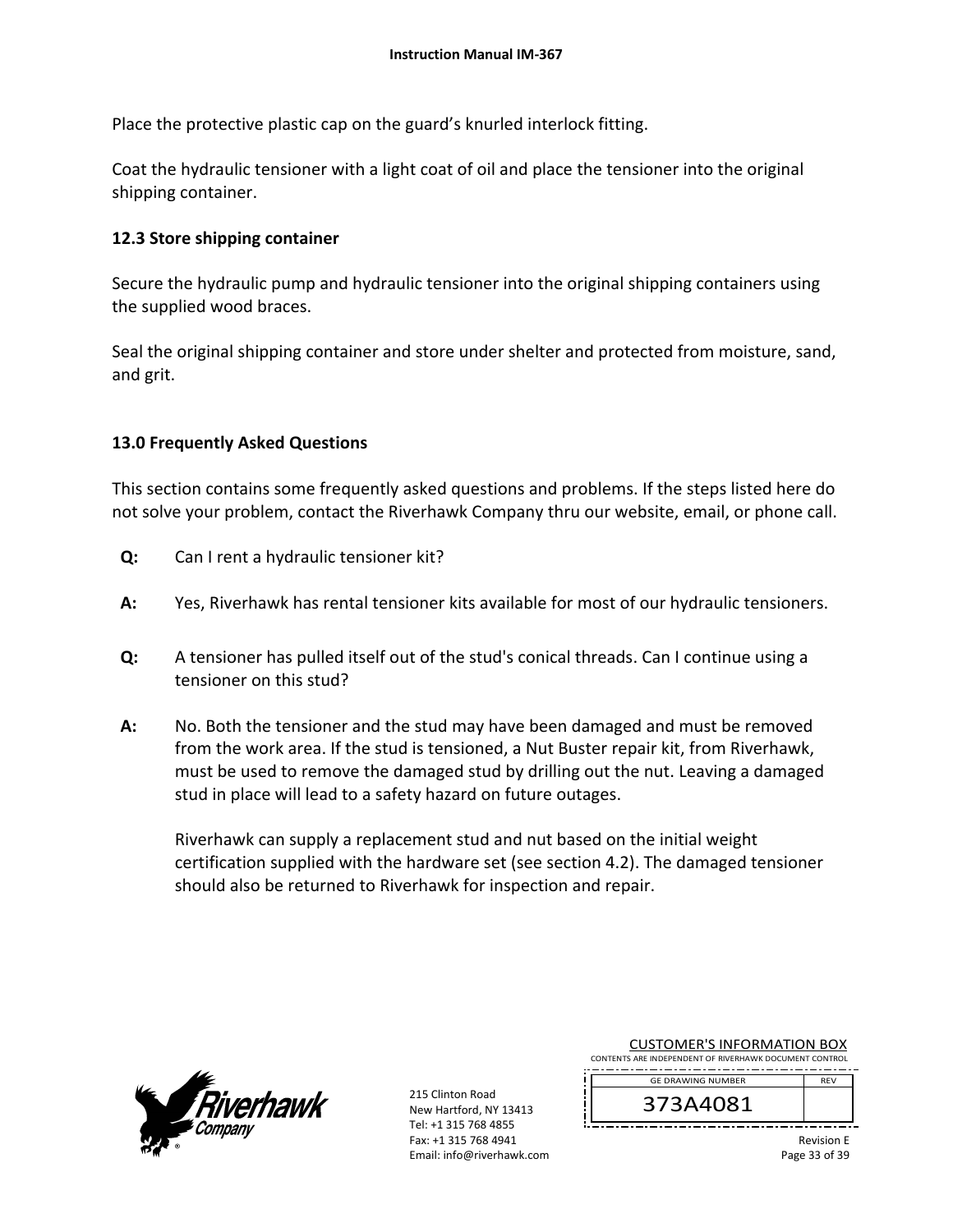Place the protective plastic cap on the guard's knurled interlock fitting.

Coat the hydraulic tensioner with a light coat of oil and place the tensioner into the original shipping container.

### 12.3 Store shipping container

Secure the hydraulic pump and hydraulic tensioner into the original shipping containers using the supplied wood braces.

Seal the original shipping container and store under shelter and protected from moisture, sand, and grit.

## 13.0 Frequently Asked Questions

This section contains some frequently asked questions and problems. If the steps listed here do not solve your problem, contact the Riverhawk Company thru our website, email, or phone call.

**Q:** Can I rent a hydraulic tensioner kit?

**A:** Yes, Riverhawk has rental tensioner kits available for most of our hydraulic tensioners.

**Q:** A tensioner has pulled itself out of the stud's conical threads. Can I continue using a tensioner on this stud?

**A:** No. Both the tensioner and the stud may have been damaged and must be removed from the work area. If the stud is tensioned, a Nut Buster repair kit, from Riverhawk, must be used to remove the damaged stud by drilling out the nut. Leaving a damaged stud in place will lead to a safety hazard on future outages.

Riverhawk can supply a replacement stud and nut based on the initial weight certification supplied with the hardware set (see section 4.2). The damaged tensioner should also be returned to Riverhawk for inspection and repair.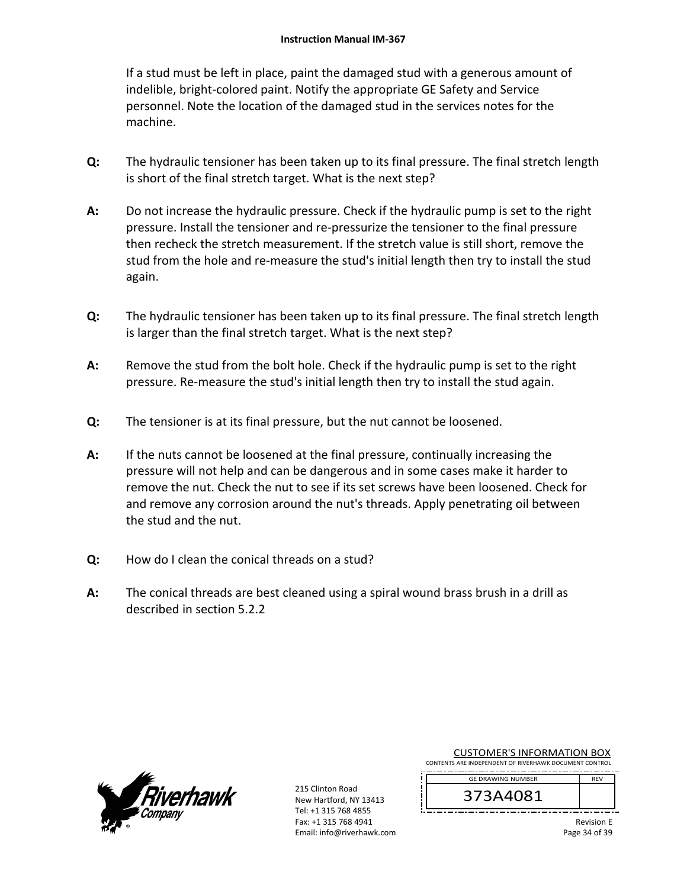If a stud must be left in place, paint the damaged stud with a generous amount of indelible, bright-colored paint. Notify the appropriate GE Safety and Service personnel. Note the location of the damaged stud in the services notes for the machine.

**Q:** The hydraulic tensioner has been taken up to its final pressure. The final stretch length is short of the final stretch target. What is the next step?

**A:** Do not increase the hydraulic pressure. Check if the hydraulic pump is set to the right pressure. Install the tensioner and re-pressurize the tensioner to the final pressure then recheck the stretch measurement. If the stretch value is still short, remove the stud from the hole and re-measure the stud's initial length then try to install the stud again.

**Q:** The hydraulic tensioner has been taken up to its final pressure. The final stretch length is larger than the final stretch target. What is the next step?

**A:** Remove the stud from the bolt hole. Check if the hydraulic pump is set to the right pressure. Re-measure the stud's initial length then try to install the stud again.

**Q:** The tensioner is at its final pressure, but the nut cannot be loosened.

**A:** If the nuts cannot be loosened at the final pressure, continually increasing the pressure will not help and can be dangerous and in some cases make it harder to remove the nut. Check the nut to see if its set screws have been loosened. Check for and remove any corrosion around the nut's threads. Apply penetrating oil between the stud and the nut.

**Q:** How do I clean the conical threads on a stud?

**A:** The conical threads are best cleaned using a spiral wound brass brush in a drill as described in section 5.2.2

215 Clinton Road
New Hartford, NY 13413
Tel: +1 315 768 4855
Fax: +1 315 768 4941
Email: info@riverhawk.com

CUSTOMER'S INFORMATION BOX
CONTENTS ARE INDEPENDENT OF RIVERHAWK DOCUMENT CONTROL

| GE DRAWING NUMBER | REV |
|---|---|
| 373A4081 | |

Revision E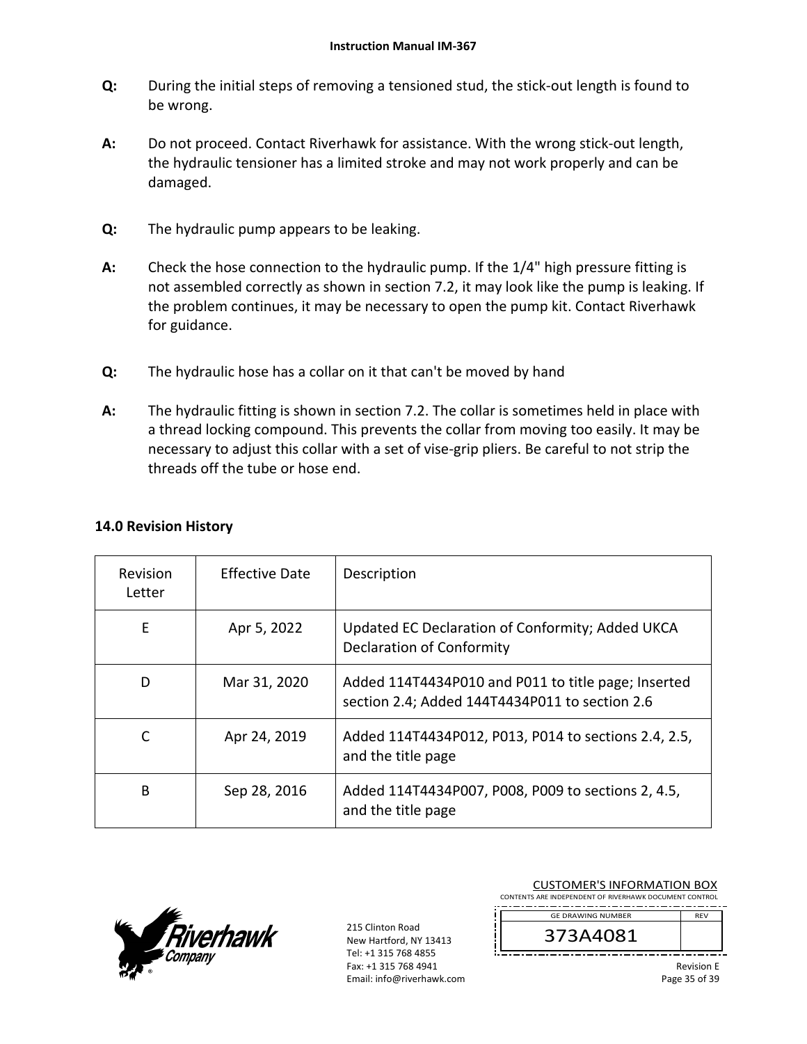**Q:** During the initial steps of removing a tensioned stud, the stick-out length is found to be wrong.

**A:** Do not proceed. Contact Riverhawk for assistance. With the wrong stick-out length, the hydraulic tensioner has a limited stroke and may not work properly and can be damaged.

**Q:** The hydraulic pump appears to be leaking.

**A:** Check the hose connection to the hydraulic pump. If the 1/4" high pressure fitting is not assembled correctly as shown in section 7.2, it may look like the pump is leaking. If the problem continues, it may be necessary to open the pump kit. Contact Riverhawk for guidance.

**Q:** The hydraulic hose has a collar on it that can't be moved by hand

**A:** The hydraulic fitting is shown in section 7.2. The collar is sometimes held in place with a thread locking compound. This prevents the collar from moving too easily. It may be necessary to adjust this collar with a set of vise-grip pliers. Be careful to not strip the threads off the tube or hose end.

## 14.0 Revision History

| Revision Letter | Effective Date | Description |
|---|---|---|
| E | Apr 5, 2022 | Updated EC Declaration of Conformity; Added UKCA Declaration of Conformity |
| D | Mar 31, 2020 | Added 114T4434P010 and P011 to title page; Inserted section 2.4; Added 144T4434P011 to section 2.6 |
| C | Apr 24, 2019 | Added 114T4434P012, P013, P014 to sections 2.4, 2.5, and the title page |
| B | Sep 28, 2016 | Added 114T4434P007, P008, P009 to sections 2, 4.5, and the title page |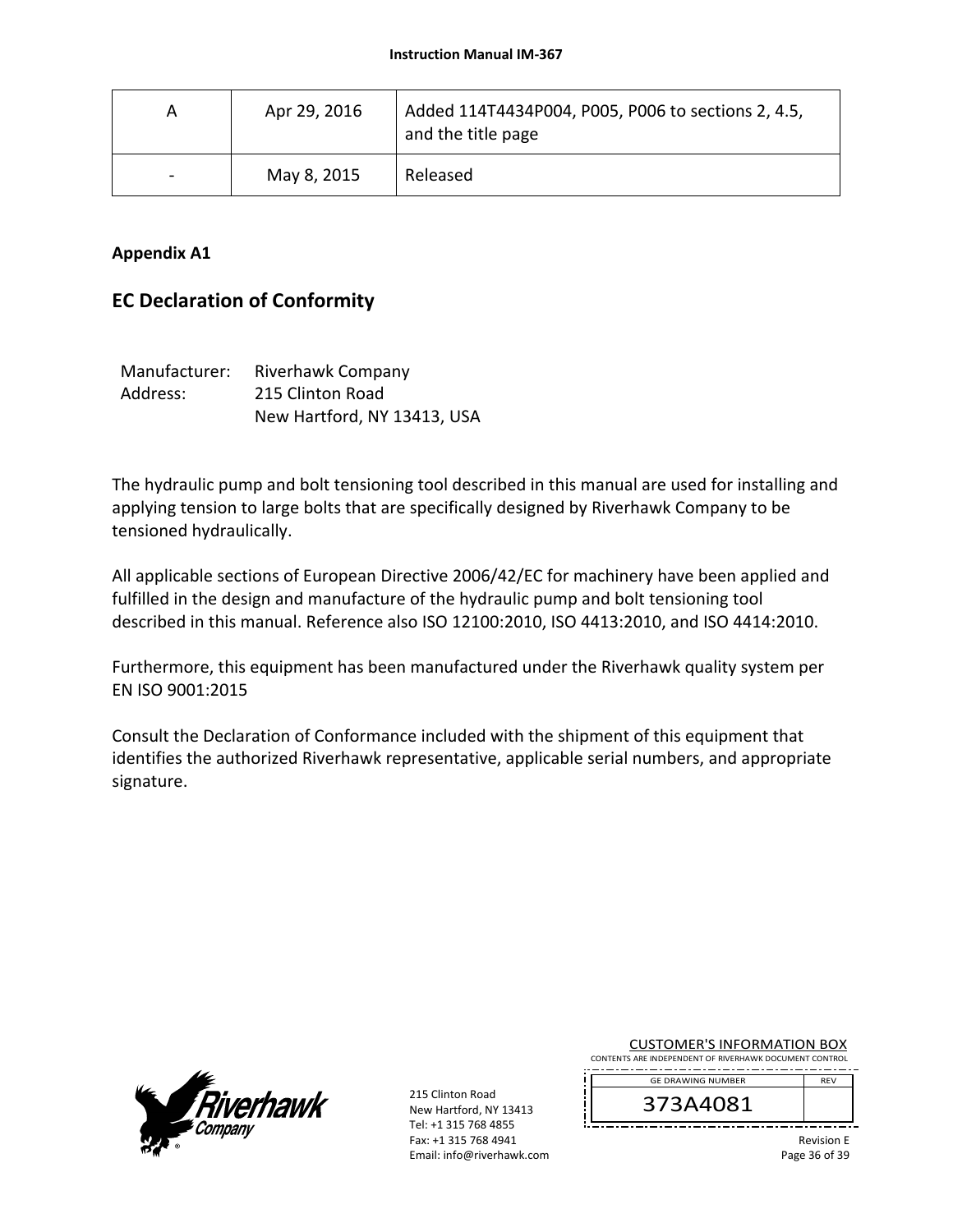| A | Apr 29, 2016 | Added 114T4434P004, P005, P006 to sections 2, 4.5, and the title page |
|---|---|---|
| - | May 8, 2015 | Released |

**Appendix A1**

## EC Declaration of Conformity

Manufacturer: Riverhawk Company
Address: 215 Clinton Road
New Hartford, NY 13413, USA

The hydraulic pump and bolt tensioning tool described in this manual are used for installing and applying tension to large bolts that are specifically designed by Riverhawk Company to be tensioned hydraulically.

All applicable sections of European Directive 2006/42/EC for machinery have been applied and fulfilled in the design and manufacture of the hydraulic pump and bolt tensioning tool described in this manual. Reference also ISO 12100:2010, ISO 4413:2010, and ISO 4414:2010.

Furthermore, this equipment has been manufactured under the Riverhawk quality system per EN ISO 9001:2015

Consult the Declaration of Conformance included with the shipment of this equipment that identifies the authorized Riverhawk representative, applicable serial numbers, and appropriate signature.

215 Clinton Road
New Hartford, NY 13413
Tel: +1 315 768 4855
Fax: +1 315 768 4941
Email: info@riverhawk.com

CUSTOMER'S INFORMATION BOX
CONTENTS ARE INDEPENDENT OF RIVERHAWK DOCUMENT CONTROL

| GE DRAWING NUMBER | REV |
|---|---|
| 373A4081 | |

Revision E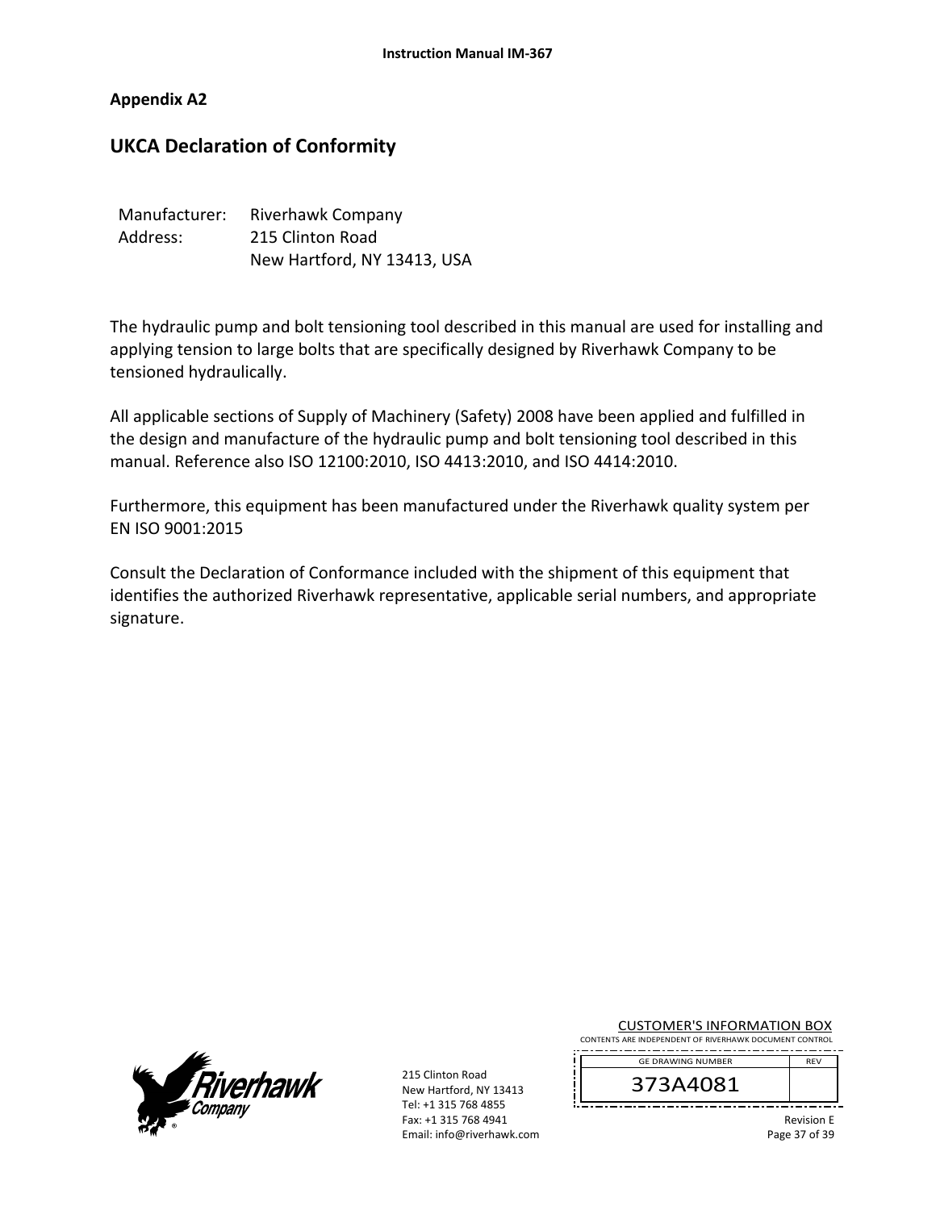**Appendix A2**

## UKCA Declaration of Conformity

| | |
|---|---|
| Manufacturer: | Riverhawk Company |
| Address: | 215 Clinton Road<br>New Hartford, NY 13413, USA |

The hydraulic pump and bolt tensioning tool described in this manual are used for installing and applying tension to large bolts that are specifically designed by Riverhawk Company to be tensioned hydraulically.

All applicable sections of Supply of Machinery (Safety) 2008 have been applied and fulfilled in the design and manufacture of the hydraulic pump and bolt tensioning tool described in this manual. Reference also ISO 12100:2010, ISO 4413:2010, and ISO 4414:2010.

Furthermore, this equipment has been manufactured under the Riverhawk quality system per EN ISO 9001:2015

Consult the Declaration of Conformance included with the shipment of this equipment that identifies the authorized Riverhawk representative, applicable serial numbers, and appropriate signature.

CUSTOMER'S INFORMATION BOX
CONTENTS ARE INDEPENDENT OF RIVERHAWK DOCUMENT CONTROL

| GE DRAWING NUMBER | REV |
|---|---|
| 373A4081 | |

215 Clinton Road
New Hartford, NY 13413
Tel: +1 315 768 4855
Fax: +1 315 768 4941
Email: info@riverhawk.com

Revision E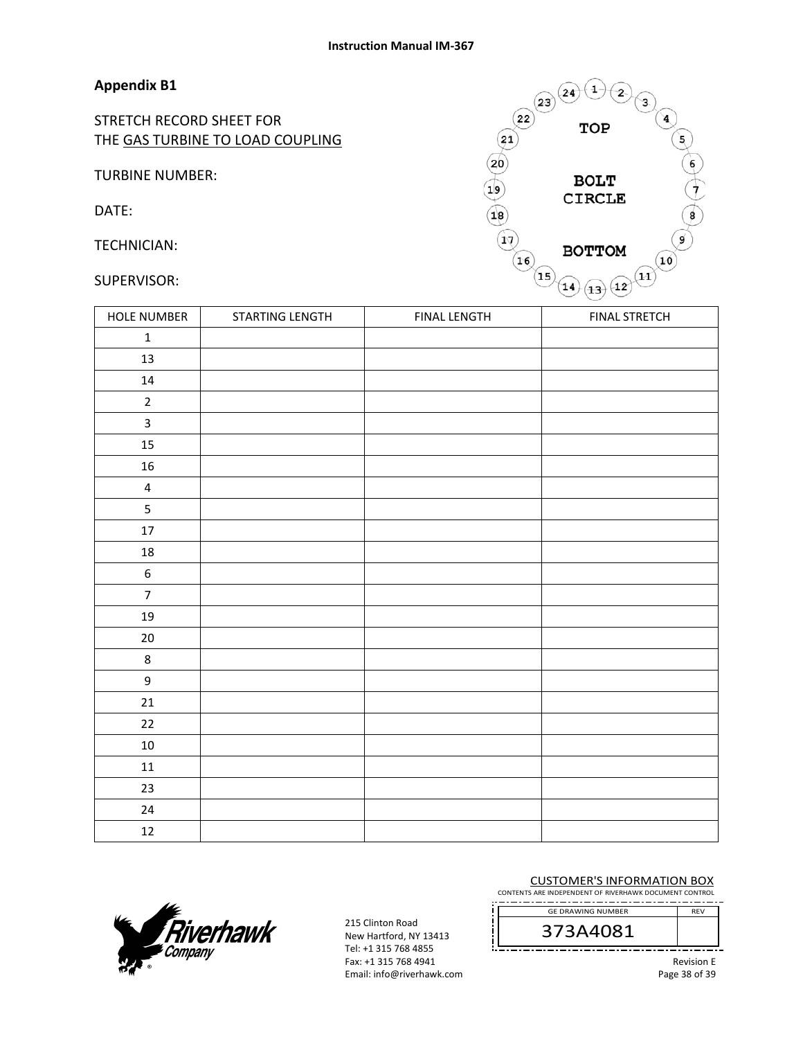## Appendix B1

STRETCH RECORD SHEET FOR
THE GAS TURBINE TO LOAD COUPLING

TURBINE NUMBER:

DATE:

TECHNICIAN:

SUPERVISOR:

TOP

BOLT CIRCLE

BOTTOM

| HOLE NUMBER | STARTING LENGTH | FINAL LENGTH | FINAL STRETCH |
|---|---|---|---|
| 1 | | | |
| 13 | | | |
| 14 | | | |
| 2 | | | |
| 3 | | | |
| 15 | | | |
| 16 | | | |
| 4 | | | |
| 5 | | | |
| 17 | | | |
| 18 | | | |
| 6 | | | |
| 7 | | | |
| 19 | | | |
| 20 | | | |
| 8 | | | |
| 9 | | | |
| 21 | | | |
| 22 | | | |
| 10 | | | |
| 11 | | | |
| 23 | | | |
| 24 | | | |
| 12 | | | |

215 Clinton Road
New Hartford, NY 13413
Tel: +1 315 768 4855
Fax: +1 315 768 4941
Email: info@riverhawk.com

CUSTOMER'S INFORMATION BOX
CONTENTS ARE INDEPENDENT OF RIVERHAWK DOCUMENT CONTROL

| GE DRAWING NUMBER | REV |
|---|---|
| 373A4081 | |

Revision E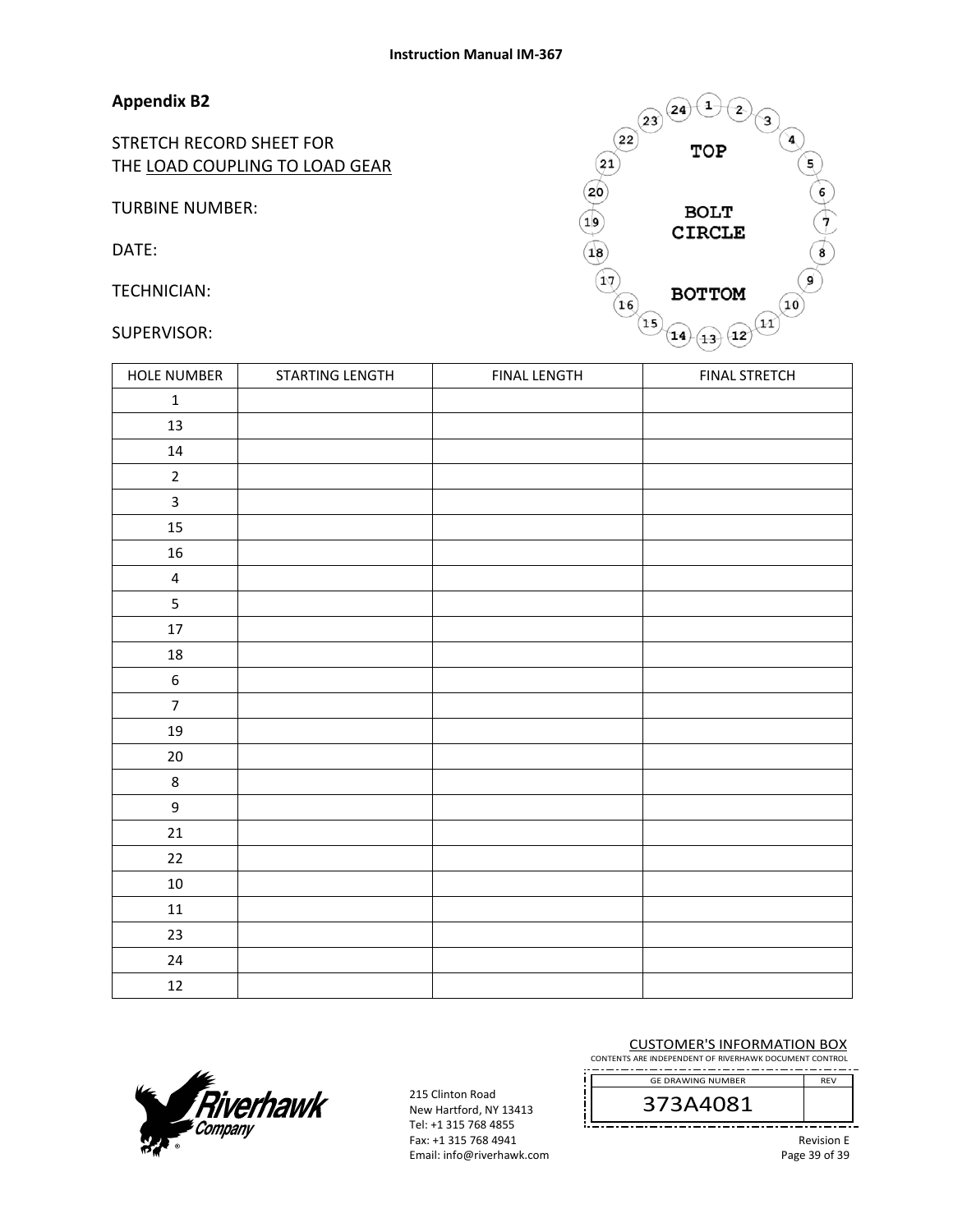## Appendix B2

STRETCH RECORD SHEET FOR
THE LOAD COUPLING TO LOAD GEAR

TURBINE NUMBER:

DATE:

TECHNICIAN:

SUPERVISOR:

24 1 2 3 4 5 6 7 8 9 10 11 12 13 14 15 16 17 18 19 20 21 22 23

TOP

BOLT CIRCLE

BOTTOM

| HOLE NUMBER | STARTING LENGTH | FINAL LENGTH | FINAL STRETCH |
|---|---|---|---|
| 1 | | | |
| 13 | | | |
| 14 | | | |
| 2 | | | |
| 3 | | | |
| 15 | | | |
| 16 | | | |
| 4 | | | |
| 5 | | | |
| 17 | | | |
| 18 | | | |
| 6 | | | |
| 7 | | | |
| 19 | | | |
| 20 | | | |
| 8 | | | |
| 9 | | | |
| 21 | | | |
| 22 | | | |
| 10 | | | |
| 11 | | | |
| 23 | | | |
| 24 | | | |
| 12 | | | |

215 Clinton Road
New Hartford, NY 13413
Tel: +1 315 768 4855
Fax: +1 315 768 4941
Email: info@riverhawk.com

CUSTOMER'S INFORMATION BOX
CONTENTS ARE INDEPENDENT OF RIVERHAWK DOCUMENT CONTROL

| GE DRAWING NUMBER | REV |
|---|---|
| 373A4081 | |